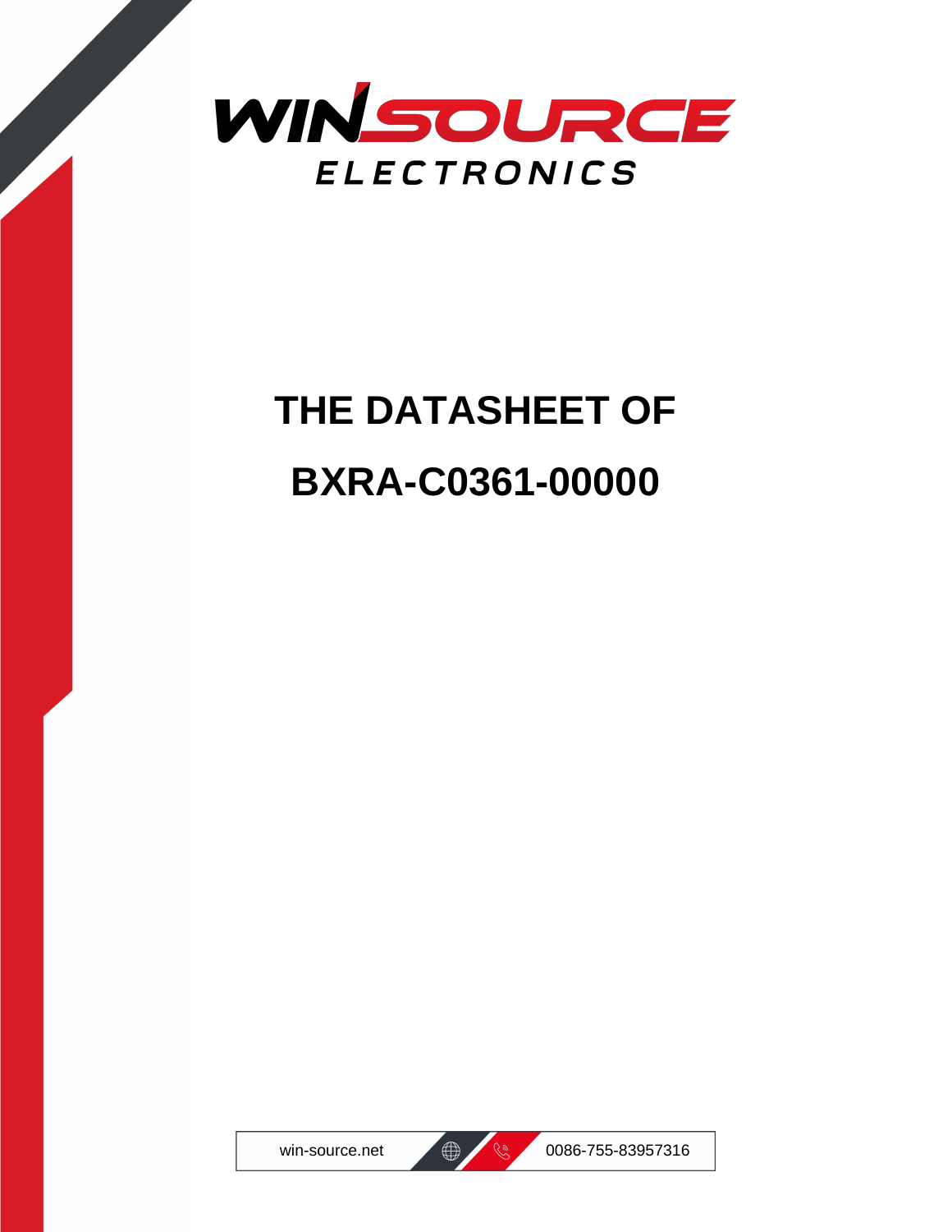WINSOURCE

ELECTRONICS

# THE DATASHEET OF

# BXRA-C0361-00000

win-source.net

0086-755-83957316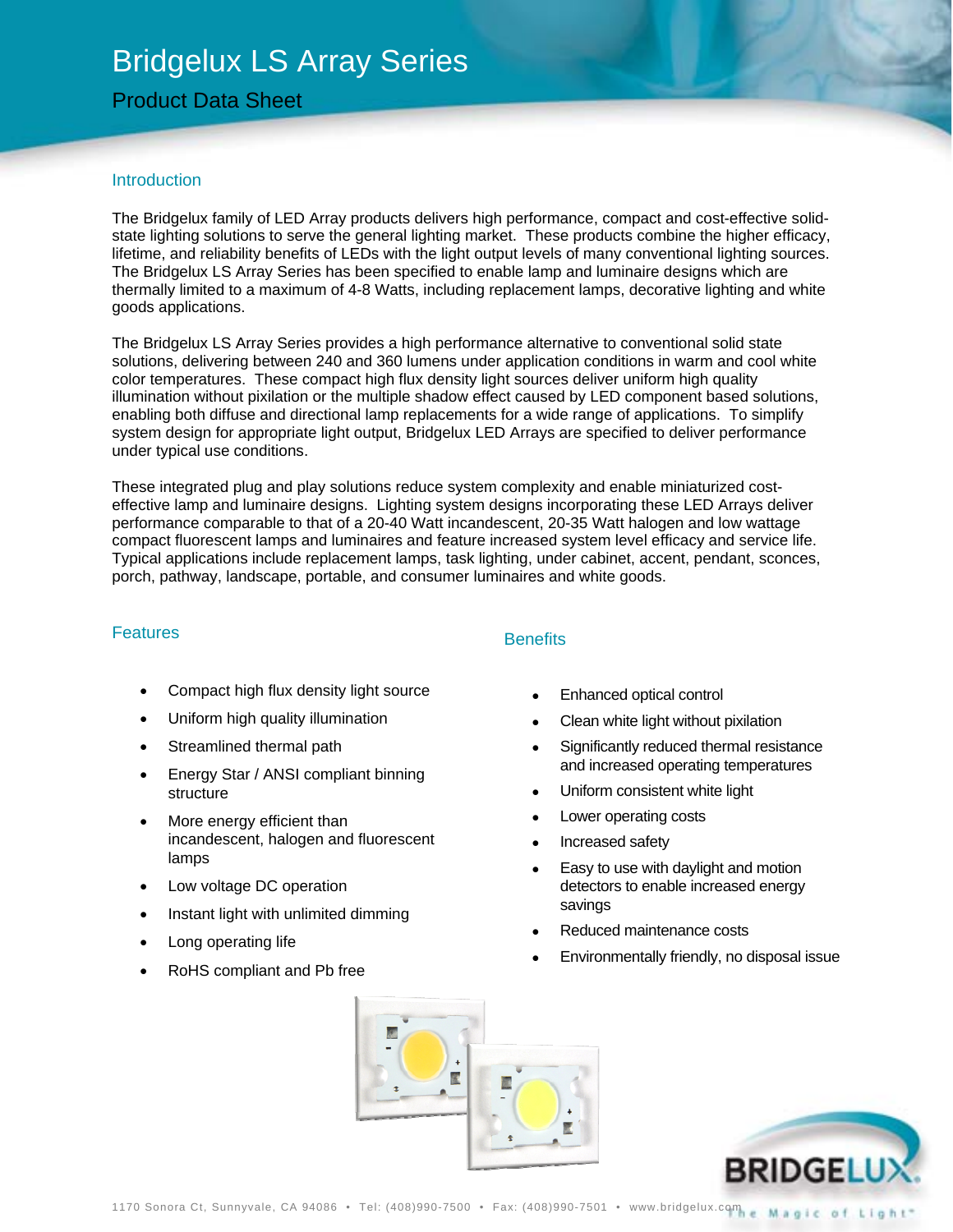# Bridgelux LS Array Series

## Product Data Sheet

### Introduction

The Bridgelux family of LED Array products delivers high performance, compact and cost-effective solid-state lighting solutions to serve the general lighting market. These products combine the higher efficacy, lifetime, and reliability benefits of LEDs with the light output levels of many conventional lighting sources. The Bridgelux LS Array Series has been specified to enable lamp and luminaire designs which are thermally limited to a maximum of 4-8 Watts, including replacement lamps, decorative lighting and white goods applications.

The Bridgelux LS Array Series provides a high performance alternative to conventional solid state solutions, delivering between 240 and 360 lumens under application conditions in warm and cool white color temperatures. These compact high flux density light sources deliver uniform high quality illumination without pixilation or the multiple shadow effect caused by LED component based solutions, enabling both diffuse and directional lamp replacements for a wide range of applications. To simplify system design for appropriate light output, Bridgelux LED Arrays are specified to deliver performance under typical use conditions.

These integrated plug and play solutions reduce system complexity and enable miniaturized cost-effective lamp and luminaire designs. Lighting system designs incorporating these LED Arrays deliver performance comparable to that of a 20-40 Watt incandescent, 20-35 Watt halogen and low wattage compact fluorescent lamps and luminaires and feature increased system level efficacy and service life. Typical applications include replacement lamps, task lighting, under cabinet, accent, pendant, sconces, porch, pathway, landscape, portable, and consumer luminaires and white goods.

### Features

- Compact high flux density light source
- Uniform high quality illumination
- Streamlined thermal path
- Energy Star / ANSI compliant binning structure
- More energy efficient than incandescent, halogen and fluorescent lamps
- Low voltage DC operation
- Instant light with unlimited dimming
- Long operating life
- RoHS compliant and Pb free

### Benefits

- Enhanced optical control
- Clean white light without pixilation
- Significantly reduced thermal resistance and increased operating temperatures
- Uniform consistent white light
- Lower operating costs
- Increased safety
- Easy to use with daylight and motion detectors to enable increased energy savings
- Reduced maintenance costs
- Environmentally friendly, no disposal issue

1170 Sonora Ct, Sunnyvale, CA 94086 • Tel: (408)990-7500 • Fax: (408)990-7501 • www.bridgelux.com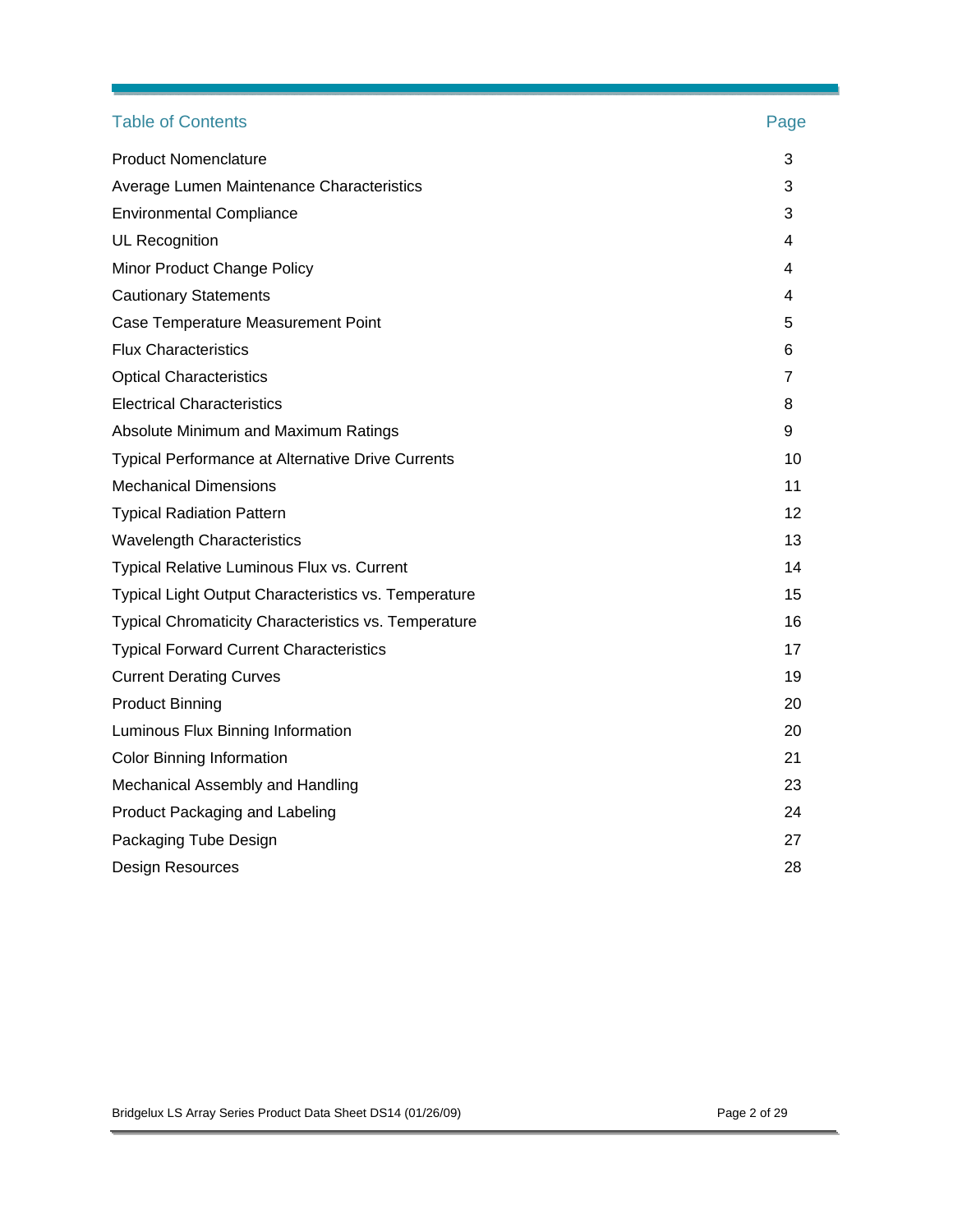## Table of Contents

| Table of Contents | Page |
|---|---|
| Product Nomenclature | 3 |
| Average Lumen Maintenance Characteristics | 3 |
| Environmental Compliance | 3 |
| UL Recognition | 4 |
| Minor Product Change Policy | 4 |
| Cautionary Statements | 4 |
| Case Temperature Measurement Point | 5 |
| Flux Characteristics | 6 |
| Optical Characteristics | 7 |
| Electrical Characteristics | 8 |
| Absolute Minimum and Maximum Ratings | 9 |
| Typical Performance at Alternative Drive Currents | 10 |
| Mechanical Dimensions | 11 |
| Typical Radiation Pattern | 12 |
| Wavelength Characteristics | 13 |
| Typical Relative Luminous Flux vs. Current | 14 |
| Typical Light Output Characteristics vs. Temperature | 15 |
| Typical Chromaticity Characteristics vs. Temperature | 16 |
| Typical Forward Current Characteristics | 17 |
| Current Derating Curves | 19 |
| Product Binning | 20 |
| Luminous Flux Binning Information | 20 |
| Color Binning Information | 21 |
| Mechanical Assembly and Handling | 23 |
| Product Packaging and Labeling | 24 |
| Packaging Tube Design | 27 |
| Design Resources | 28 |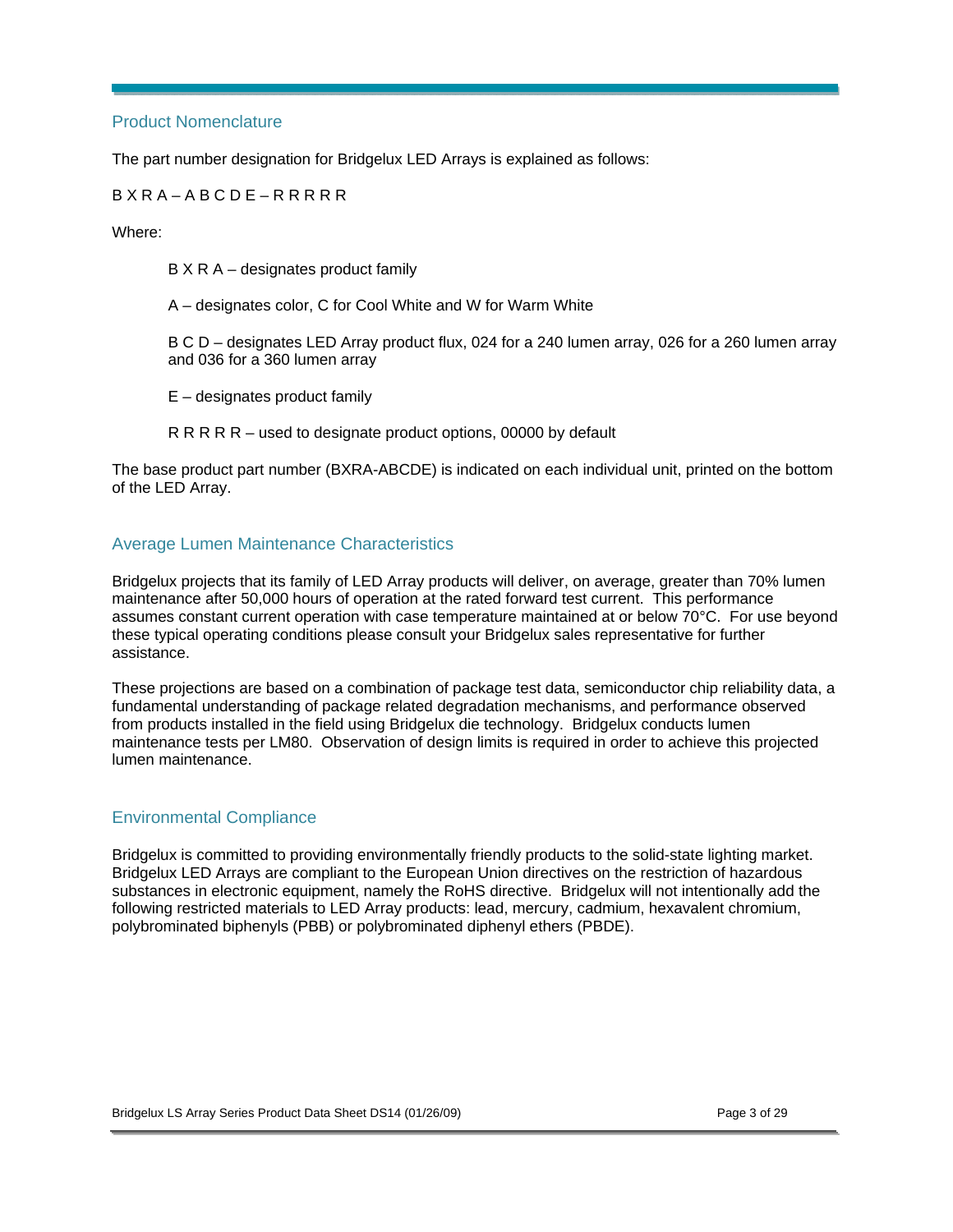## Product Nomenclature

The part number designation for Bridgelux LED Arrays is explained as follows:

B X R A – A B C D E – R R R R R

Where:

B X R A – designates product family

A – designates color, C for Cool White and W for Warm White

B C D – designates LED Array product flux, 024 for a 240 lumen array, 026 for a 260 lumen array and 036 for a 360 lumen array

E – designates product family

R R R R R – used to designate product options, 00000 by default

The base product part number (BXRA-ABCDE) is indicated on each individual unit, printed on the bottom of the LED Array.

## Average Lumen Maintenance Characteristics

Bridgelux projects that its family of LED Array products will deliver, on average, greater than 70% lumen maintenance after 50,000 hours of operation at the rated forward test current. This performance assumes constant current operation with case temperature maintained at or below 70°C. For use beyond these typical operating conditions please consult your Bridgelux sales representative for further assistance.

These projections are based on a combination of package test data, semiconductor chip reliability data, a fundamental understanding of package related degradation mechanisms, and performance observed from products installed in the field using Bridgelux die technology. Bridgelux conducts lumen maintenance tests per LM80. Observation of design limits is required in order to achieve this projected lumen maintenance.

## Environmental Compliance

Bridgelux is committed to providing environmentally friendly products to the solid-state lighting market. Bridgelux LED Arrays are compliant to the European Union directives on the restriction of hazardous substances in electronic equipment, namely the RoHS directive. Bridgelux will not intentionally add the following restricted materials to LED Array products: lead, mercury, cadmium, hexavalent chromium, polybrominated biphenyls (PBB) or polybrominated diphenyl ethers (PBDE).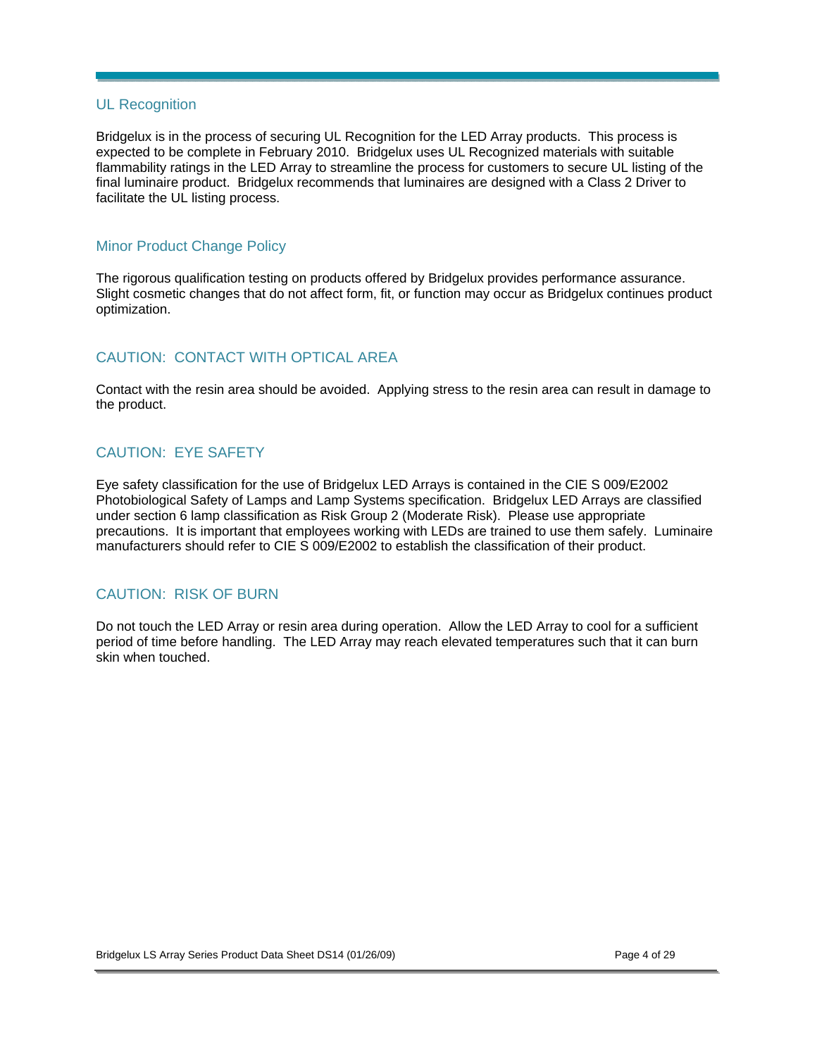## UL Recognition

Bridgelux is in the process of securing UL Recognition for the LED Array products. This process is expected to be complete in February 2010. Bridgelux uses UL Recognized materials with suitable flammability ratings in the LED Array to streamline the process for customers to secure UL listing of the final luminaire product. Bridgelux recommends that luminaires are designed with a Class 2 Driver to facilitate the UL listing process.

## Minor Product Change Policy

The rigorous qualification testing on products offered by Bridgelux provides performance assurance. Slight cosmetic changes that do not affect form, fit, or function may occur as Bridgelux continues product optimization.

## CAUTION: CONTACT WITH OPTICAL AREA

Contact with the resin area should be avoided. Applying stress to the resin area can result in damage to the product.

## CAUTION: EYE SAFETY

Eye safety classification for the use of Bridgelux LED Arrays is contained in the CIE S 009/E2002 Photobiological Safety of Lamps and Lamp Systems specification. Bridgelux LED Arrays are classified under section 6 lamp classification as Risk Group 2 (Moderate Risk). Please use appropriate precautions. It is important that employees working with LEDs are trained to use them safely. Luminaire manufacturers should refer to CIE S 009/E2002 to establish the classification of their product.

## CAUTION: RISK OF BURN

Do not touch the LED Array or resin area during operation. Allow the LED Array to cool for a sufficient period of time before handling. The LED Array may reach elevated temperatures such that it can burn skin when touched.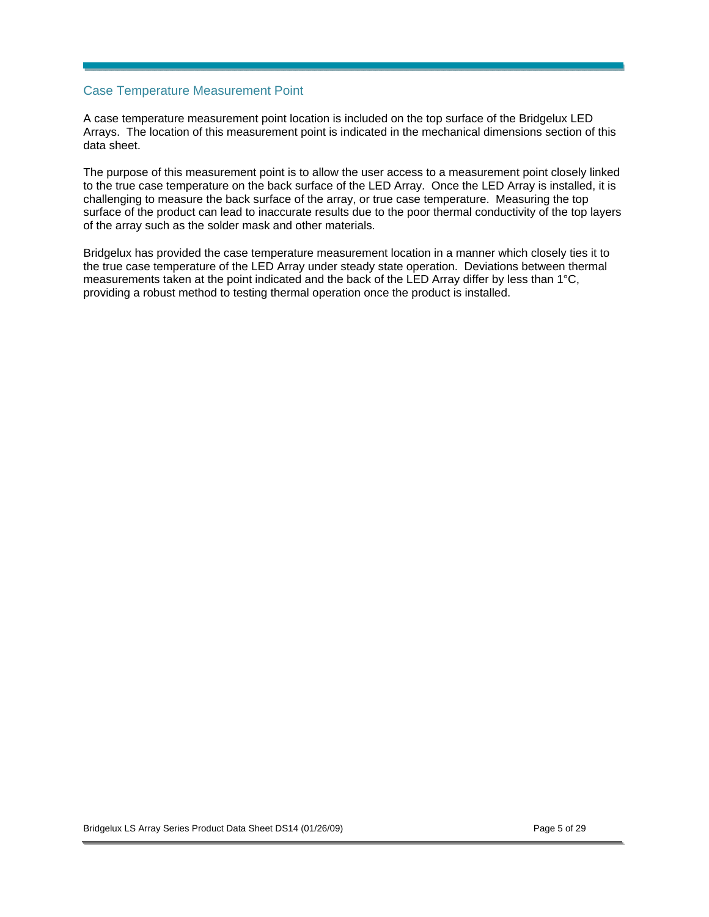## Case Temperature Measurement Point

A case temperature measurement point location is included on the top surface of the Bridgelux LED Arrays. The location of this measurement point is indicated in the mechanical dimensions section of this data sheet.

The purpose of this measurement point is to allow the user access to a measurement point closely linked to the true case temperature on the back surface of the LED Array. Once the LED Array is installed, it is challenging to measure the back surface of the array, or true case temperature. Measuring the top surface of the product can lead to inaccurate results due to the poor thermal conductivity of the top layers of the array such as the solder mask and other materials.

Bridgelux has provided the case temperature measurement location in a manner which closely ties it to the true case temperature of the LED Array under steady state operation. Deviations between thermal measurements taken at the point indicated and the back of the LED Array differ by less than 1°C, providing a robust method to testing thermal operation once the product is installed.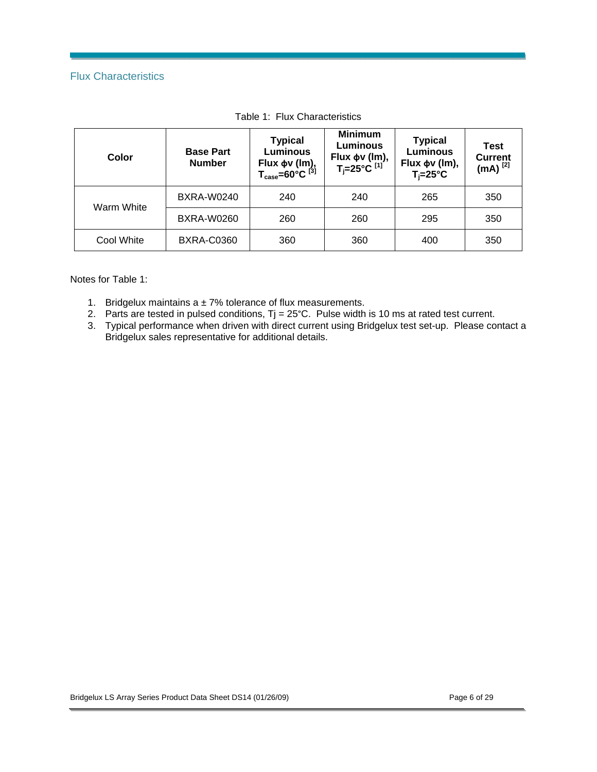## Flux Characteristics

Table 1: Flux Characteristics

| Color | Base Part Number | Typical Luminous Flux ϕv (lm), $T_{case}$=60°C [3] | Minimum Luminous Flux ϕv (lm), $T_j$=25°C [1] | Typical Luminous Flux ϕv (lm), $T_j$=25°C | Test Current (mA) [2] |
|---|---|---|---|---|---|
| Warm White | BXRA-W0240 | 240 | 240 | 265 | 350 |
| | BXRA-W0260 | 260 | 260 | 295 | 350 |
| Cool White | BXRA-C0360 | 360 | 360 | 400 | 350 |

Notes for Table 1:

1. Bridgelux maintains a ± 7% tolerance of flux measurements.
2. Parts are tested in pulsed conditions, Tj = 25°C. Pulse width is 10 ms at rated test current.
3. Typical performance when driven with direct current using Bridgelux test set-up. Please contact a Bridgelux sales representative for additional details.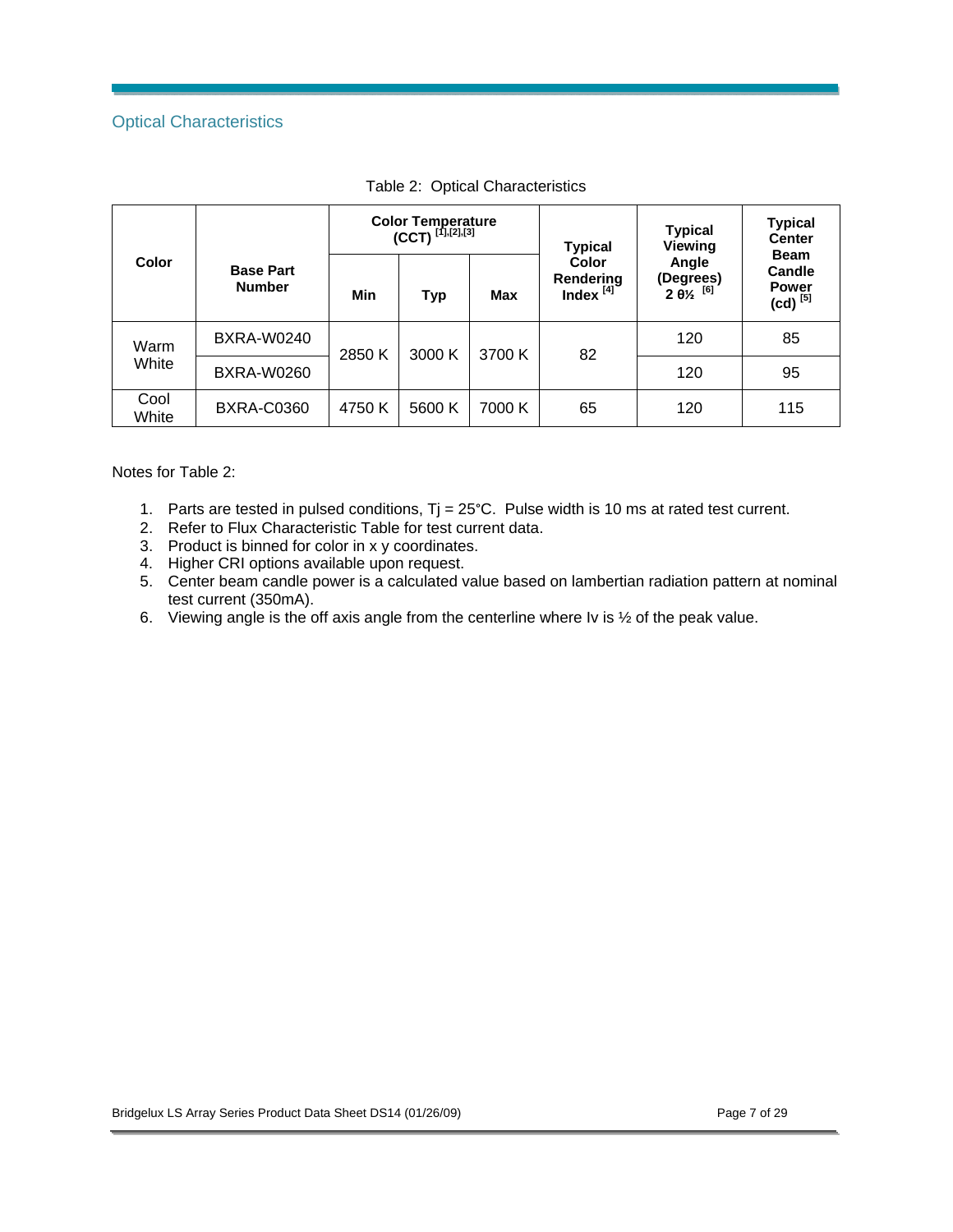## Optical Characteristics

Table 2: Optical Characteristics

| Color | Base Part Number | Color Temperature (CCT) [1],[2],[3] | | | Typical Color Rendering Index [4] | Typical Viewing Angle (Degrees) 2 θ½ [6] | Typical Center Beam Candle Power (cd) [5] |
|---|---|---|---|---|---|---|---|
| | | Min | Typ | Max | | | |
| Warm White | BXRA-W0240 | 2850 K | 3000 K | 3700 K | 82 | 120 | 85 |
| | BXRA-W0260 | | | | | 120 | 95 |
| Cool White | BXRA-C0360 | 4750 K | 5600 K | 7000 K | 65 | 120 | 115 |

Notes for Table 2:

1. Parts are tested in pulsed conditions, Tj = 25°C. Pulse width is 10 ms at rated test current.
2. Refer to Flux Characteristic Table for test current data.
3. Product is binned for color in x y coordinates.
4. Higher CRI options available upon request.
5. Center beam candle power is a calculated value based on lambertian radiation pattern at nominal test current (350mA).
6. Viewing angle is the off axis angle from the centerline where Iv is ½ of the peak value.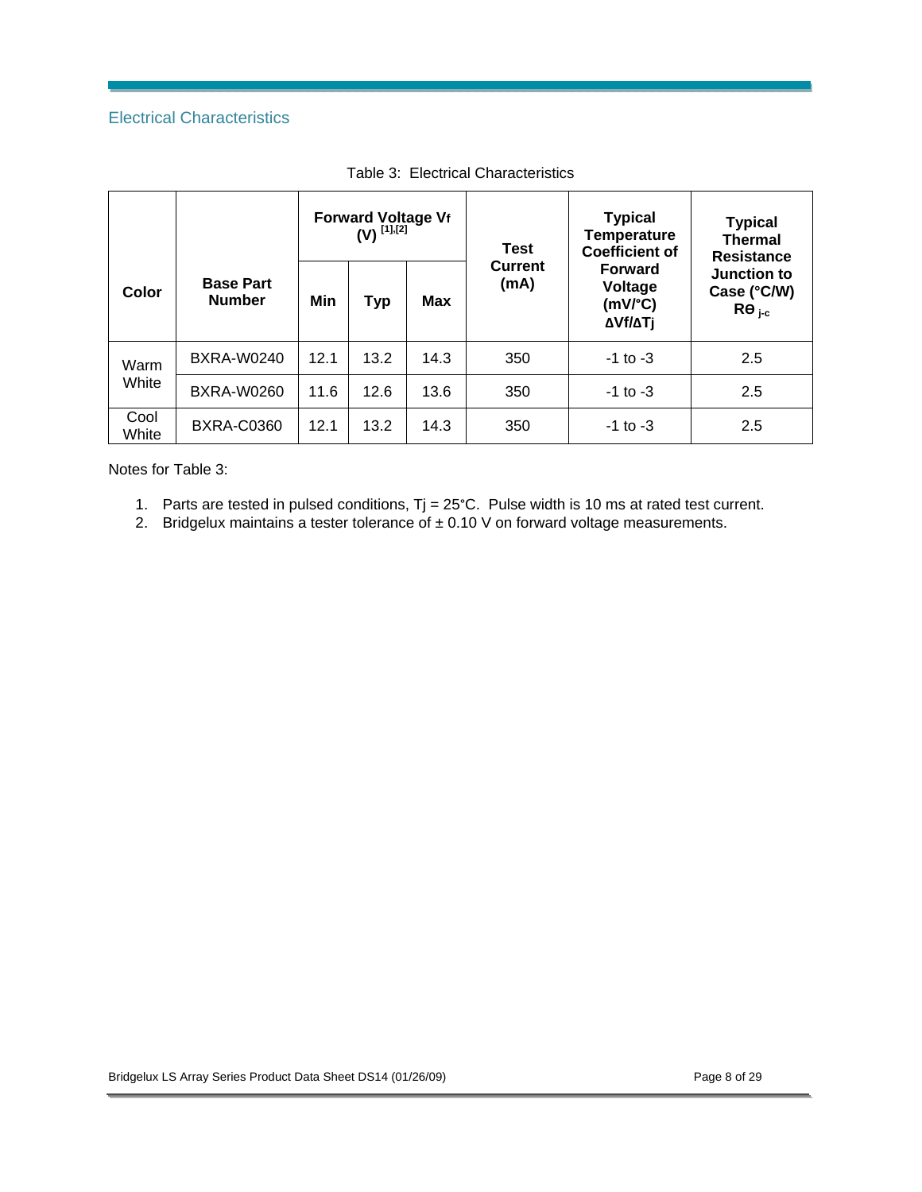## Electrical Characteristics

Table 3: Electrical Characteristics

| Color | Base Part Number | Forward Voltage $V_f$ (V) [1],[2] | | | Test Current (mA) | Typical Temperature Coefficient of Forward Voltage (mV/°C) $\Delta V_f/\Delta T_j$ | Typical Thermal Resistance Junction to Case (°C/W) $R\theta_{j-c}$ |
|---|---|---|---|---|---|---|---|
| | | Min | Typ | Max | | | |
| Warm White | BXRA-W0240 | 12.1 | 13.2 | 14.3 | 350 | -1 to -3 | 2.5 |
| | BXRA-W0260 | 11.6 | 12.6 | 13.6 | 350 | -1 to -3 | 2.5 |
| Cool White | BXRA-C0360 | 12.1 | 13.2 | 14.3 | 350 | -1 to -3 | 2.5 |

Notes for Table 3:

1. Parts are tested in pulsed conditions, $T_j$ = 25°C. Pulse width is 10 ms at rated test current.
2. Bridgelux maintains a tester tolerance of ± 0.10 V on forward voltage measurements.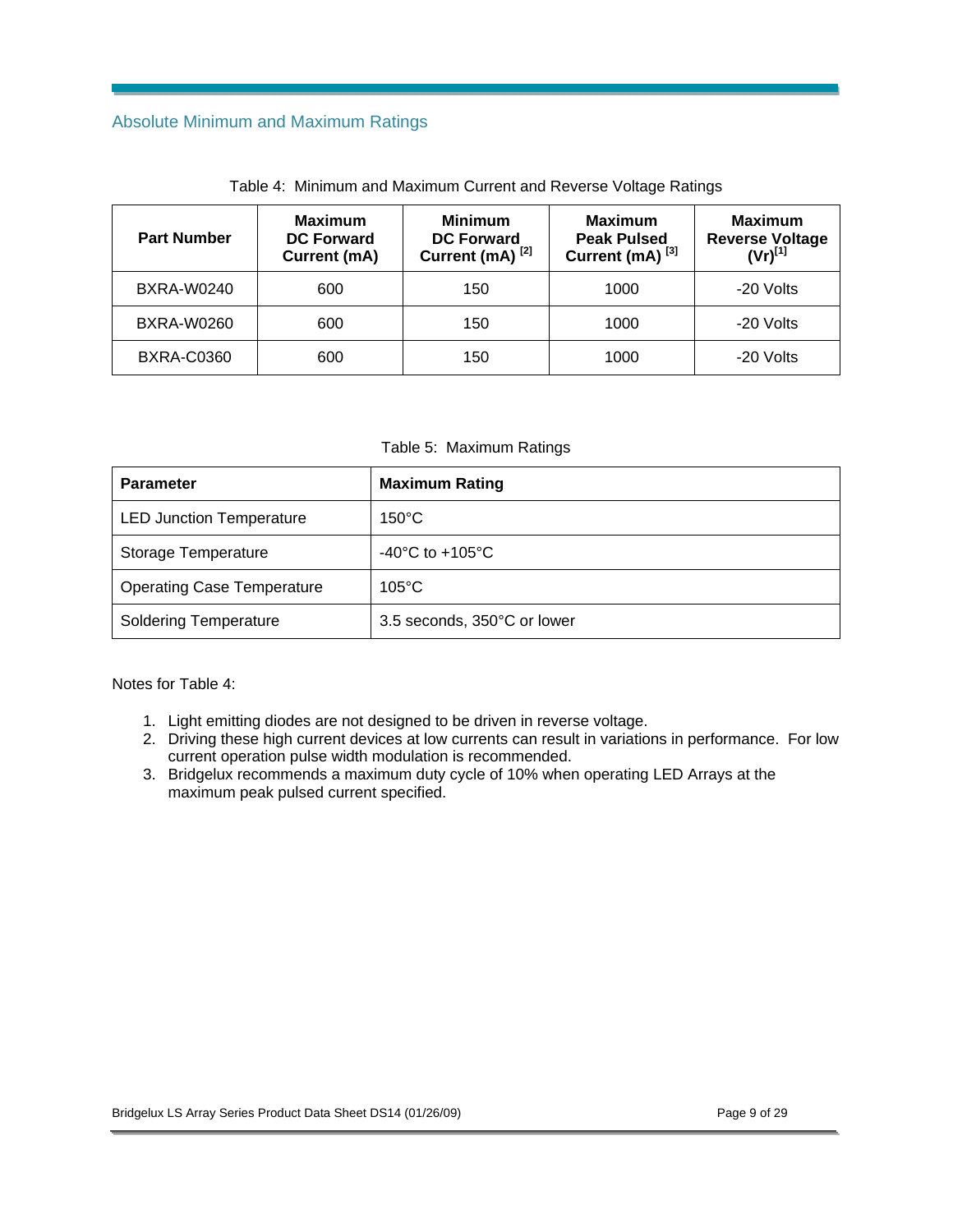## Absolute Minimum and Maximum Ratings

Table 4: Minimum and Maximum Current and Reverse Voltage Ratings

| Part Number | Maximum DC Forward Current (mA) | Minimum DC Forward Current (mA) [2] | Maximum Peak Pulsed Current (mA) [3] | Maximum Reverse Voltage (Vr)[1] |
|---|---|---|---|---|
| BXRA-W0240 | 600 | 150 | 1000 | -20 Volts |
| BXRA-W0260 | 600 | 150 | 1000 | -20 Volts |
| BXRA-C0360 | 600 | 150 | 1000 | -20 Volts |

Table 5: Maximum Ratings

| Parameter | Maximum Rating |
|---|---|
| LED Junction Temperature | 150°C |
| Storage Temperature | -40°C to +105°C |
| Operating Case Temperature | 105°C |
| Soldering Temperature | 3.5 seconds, 350°C or lower |

Notes for Table 4:

1. Light emitting diodes are not designed to be driven in reverse voltage.
2. Driving these high current devices at low currents can result in variations in performance. For low current operation pulse width modulation is recommended.
3. Bridgelux recommends a maximum duty cycle of 10% when operating LED Arrays at the maximum peak pulsed current specified.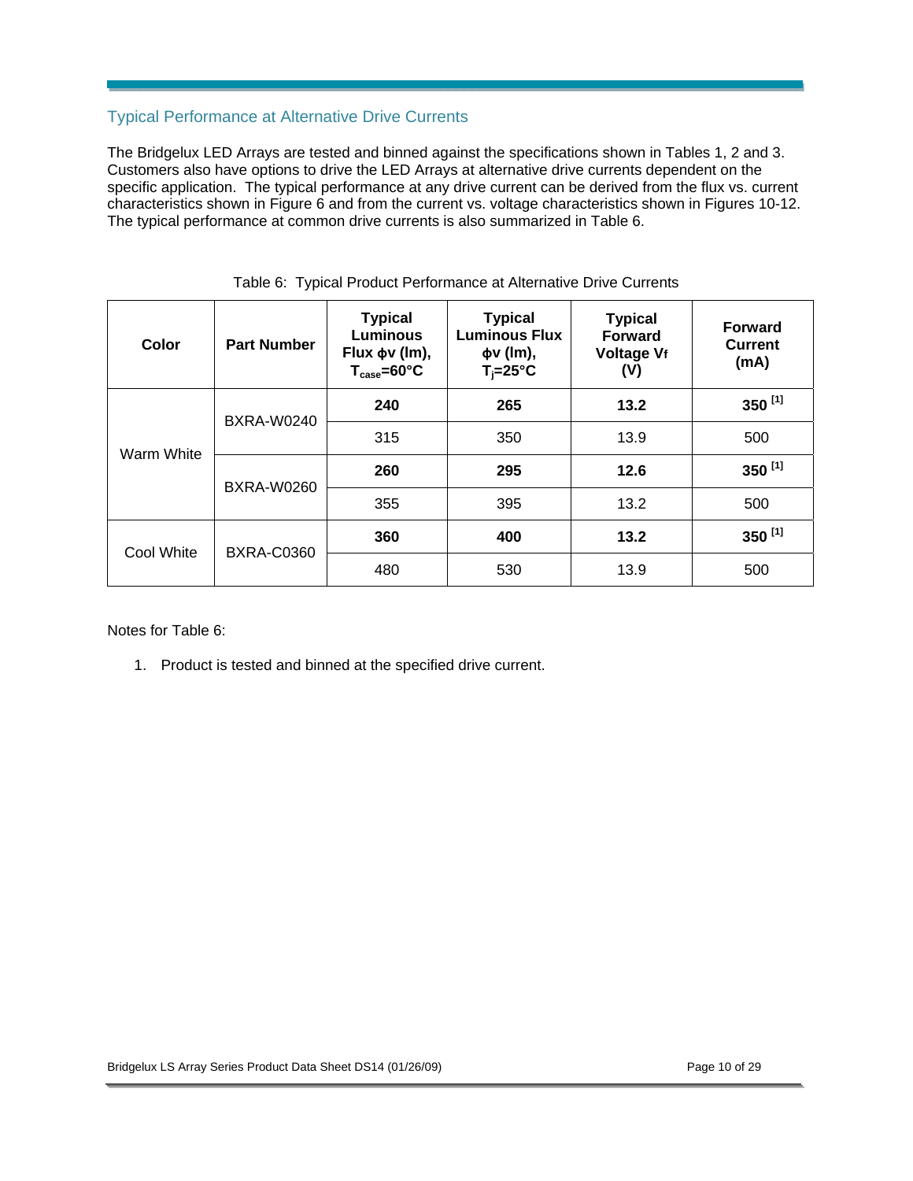## Typical Performance at Alternative Drive Currents

The Bridgelux LED Arrays are tested and binned against the specifications shown in Tables 1, 2 and 3. Customers also have options to drive the LED Arrays at alternative drive currents dependent on the specific application. The typical performance at any drive current can be derived from the flux vs. current characteristics shown in Figure 6 and from the current vs. voltage characteristics shown in Figures 10-12. The typical performance at common drive currents is also summarized in Table 6.

Table 6: Typical Product Performance at Alternative Drive Currents

| Color | Part Number | Typical Luminous Flux ϕv (lm), $T_{case}$=60°C | Typical Luminous Flux ϕv (lm), $T_j$=25°C | Typical Forward Voltage $V_f$ (V) | Forward Current (mA) |
|---|---|---|---|---|---|
| Warm White | BXRA-W0240 | **240** | **265** | **13.2** | **350 [1]** |
| | | 315 | 350 | 13.9 | 500 |
| | BXRA-W0260 | **260** | **295** | **12.6** | **350 [1]** |
| | | 355 | 395 | 13.2 | 500 |
| Cool White | BXRA-C0360 | **360** | **400** | **13.2** | **350 [1]** |
| | | 480 | 530 | 13.9 | 500 |

Notes for Table 6:

1. Product is tested and binned at the specified drive current.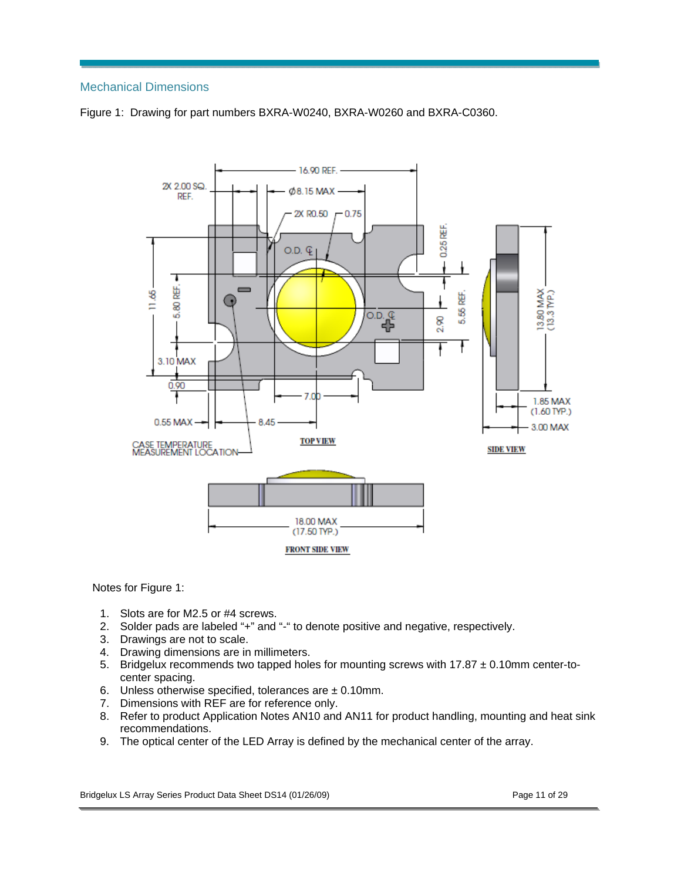## Mechanical Dimensions

Figure 1: Drawing for part numbers BXRA-W0240, BXRA-W0260 and BXRA-C0360.

Notes for Figure 1:

1. Slots are for M2.5 or #4 screws.
2. Solder pads are labeled "+" and "-" to denote positive and negative, respectively.
3. Drawings are not to scale.
4. Drawing dimensions are in millimeters.
5. Bridgelux recommends two tapped holes for mounting screws with 17.87 ± 0.10mm center-to-center spacing.
6. Unless otherwise specified, tolerances are ± 0.10mm.
7. Dimensions with REF are for reference only.
8. Refer to product Application Notes AN10 and AN11 for product handling, mounting and heat sink recommendations.
9. The optical center of the LED Array is defined by the mechanical center of the array.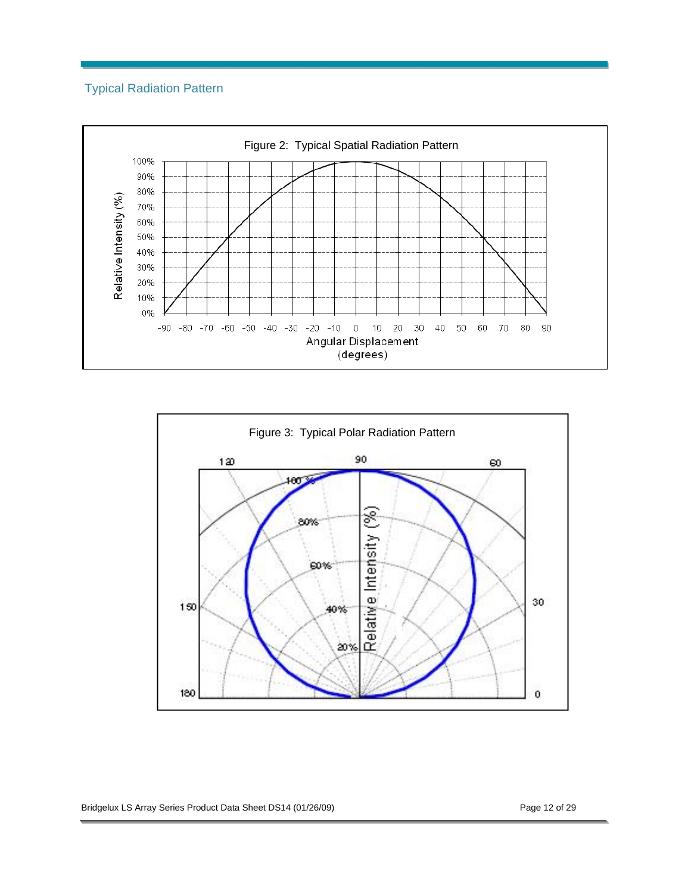## Typical Radiation Pattern

Figure 2: Typical Spatial Radiation Pattern

Figure 3: Typical Polar Radiation Pattern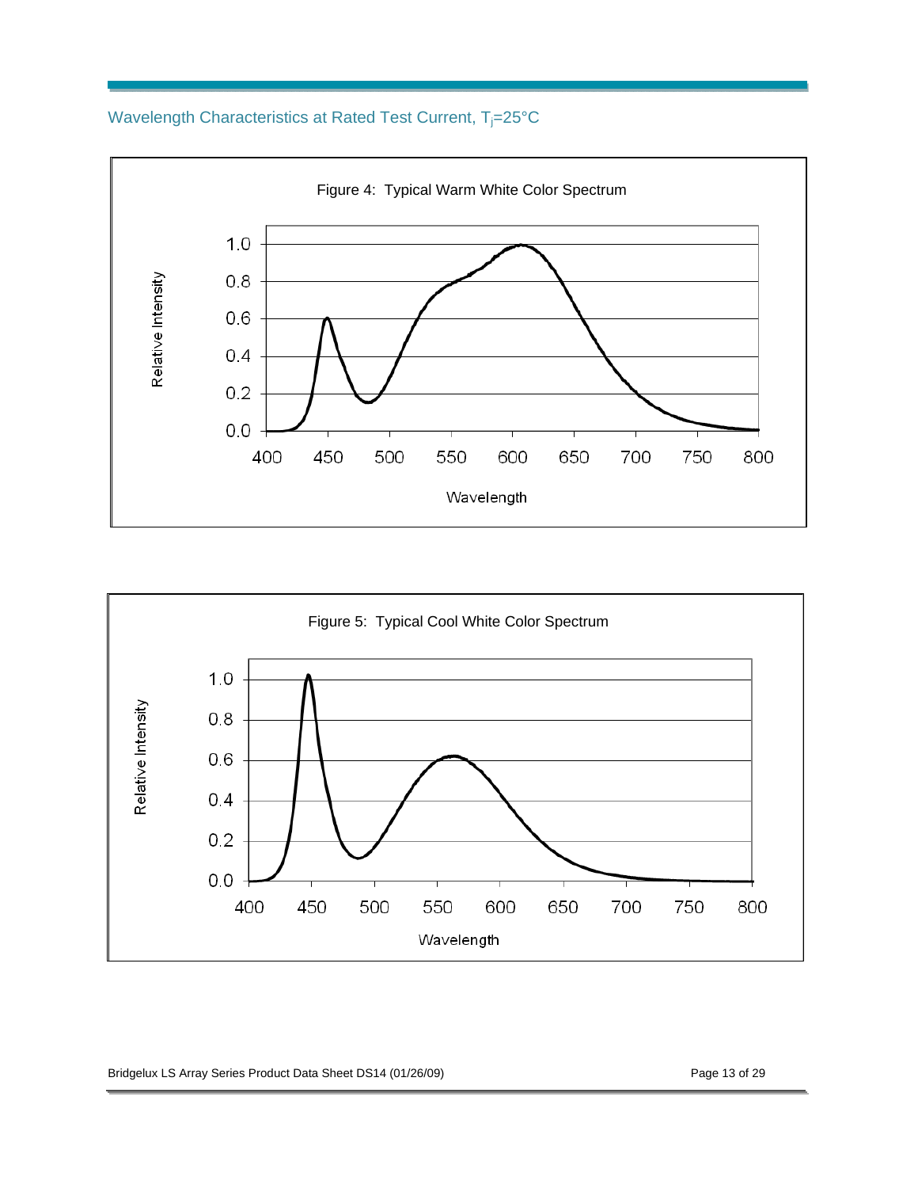## Wavelength Characteristics at Rated Test Current, $T_j$=25°C

Figure 4: Typical Warm White Color Spectrum

Figure 5: Typical Cool White Color Spectrum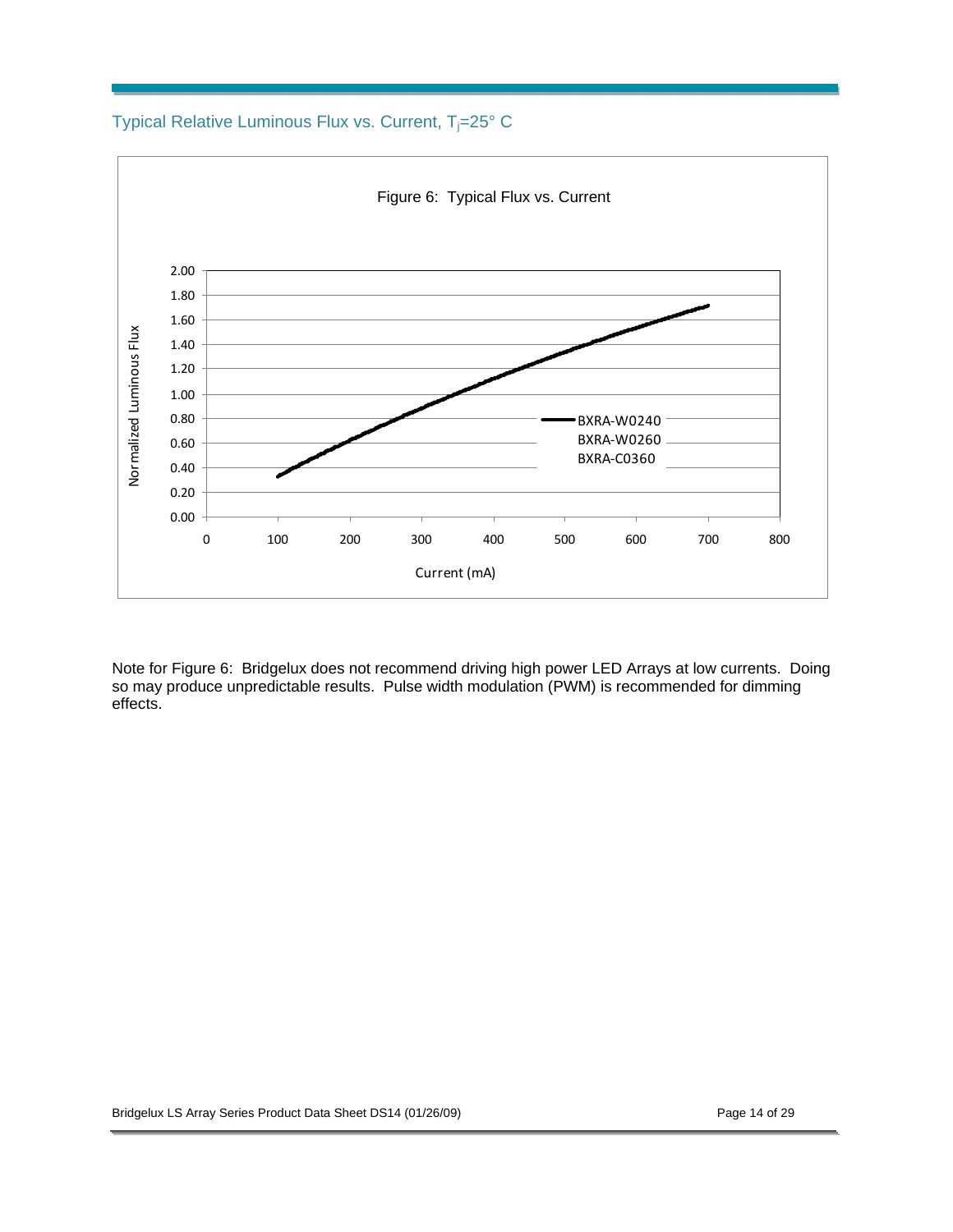## Typical Relative Luminous Flux vs. Current, $T_j$=25° C

Figure 6: Typical Flux vs. Current

Normalized Luminous Flux

Current (mA)

BXRA-W0240
BXRA-W0260
BXRA-C0360

Note for Figure 6: Bridgelux does not recommend driving high power LED Arrays at low currents. Doing so may produce unpredictable results. Pulse width modulation (PWM) is recommended for dimming effects.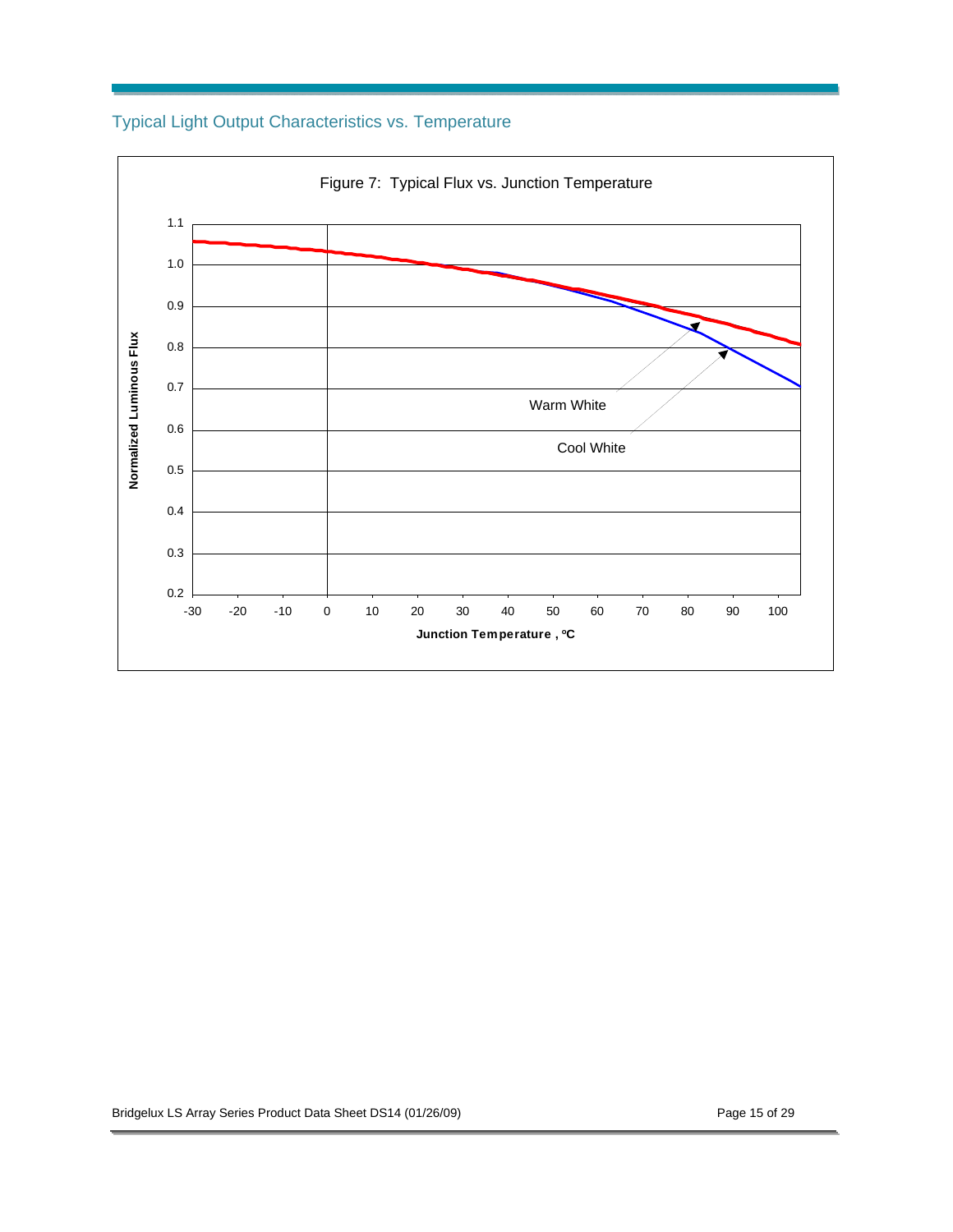## Typical Light Output Characteristics vs. Temperature

Figure 7: Typical Flux vs. Junction Temperature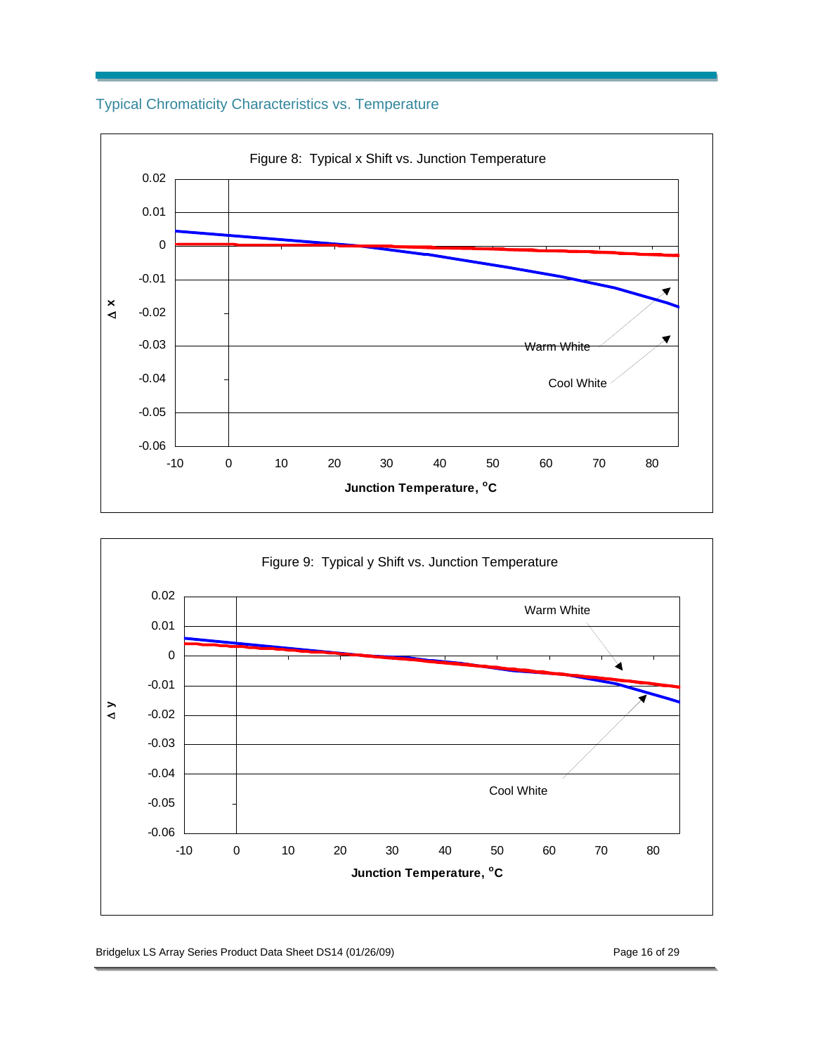## Typical Chromaticity Characteristics vs. Temperature

Figure 8: Typical x Shift vs. Junction Temperature

Figure 9: Typical y Shift vs. Junction Temperature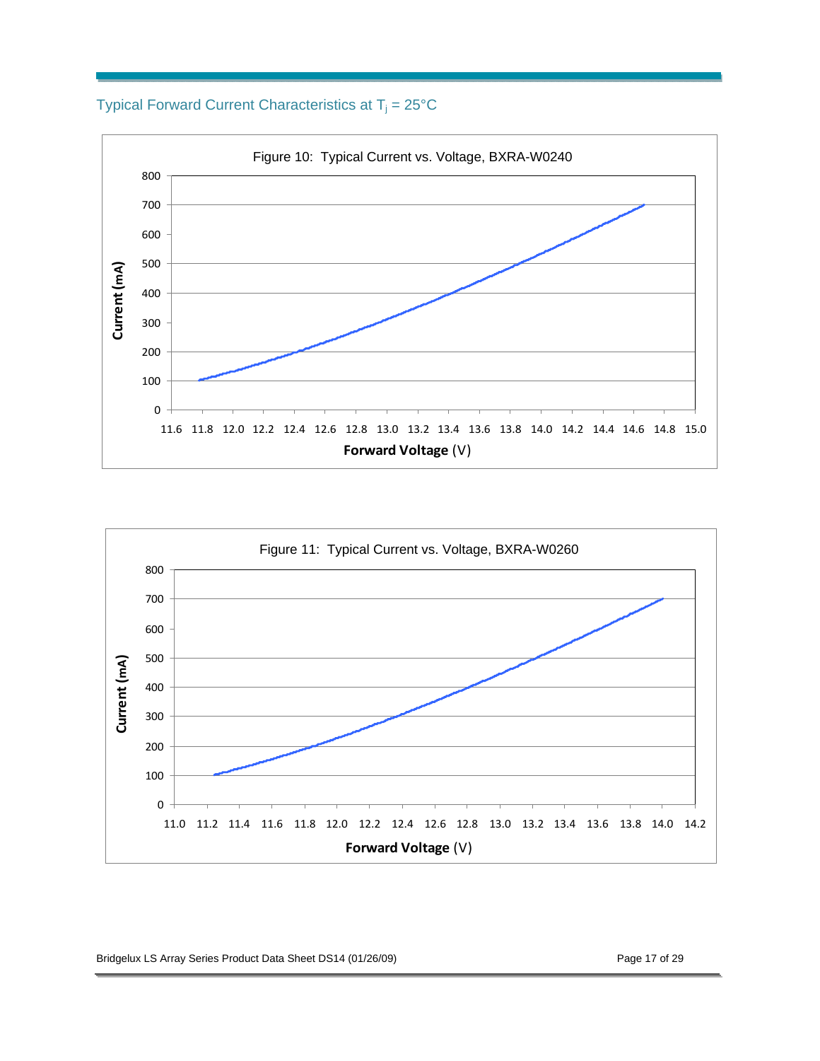## Typical Forward Current Characteristics at $T_j$ = 25°C

Figure 10: Typical Current vs. Voltage, BXRA-W0240

Figure 11: Typical Current vs. Voltage, BXRA-W0260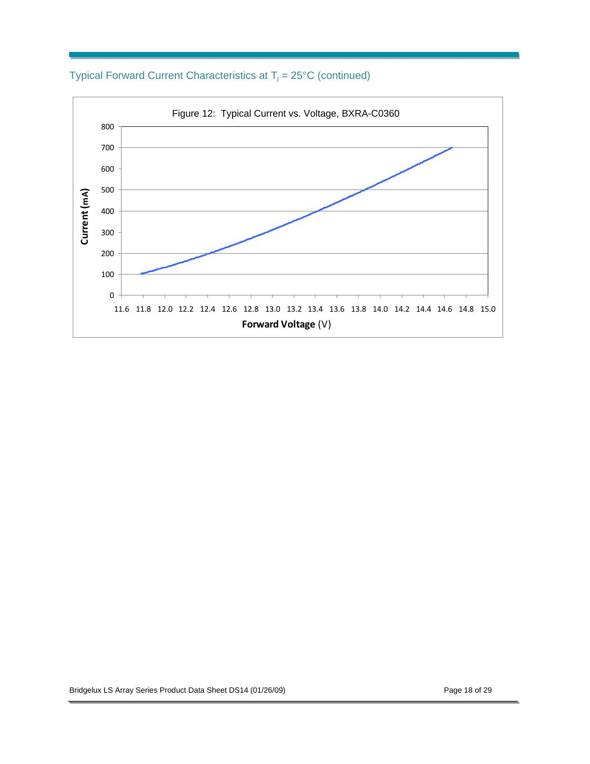## Typical Forward Current Characteristics at $T_j$ = 25°C (continued)

Figure 12: Typical Current vs. Voltage, BXRA-C0360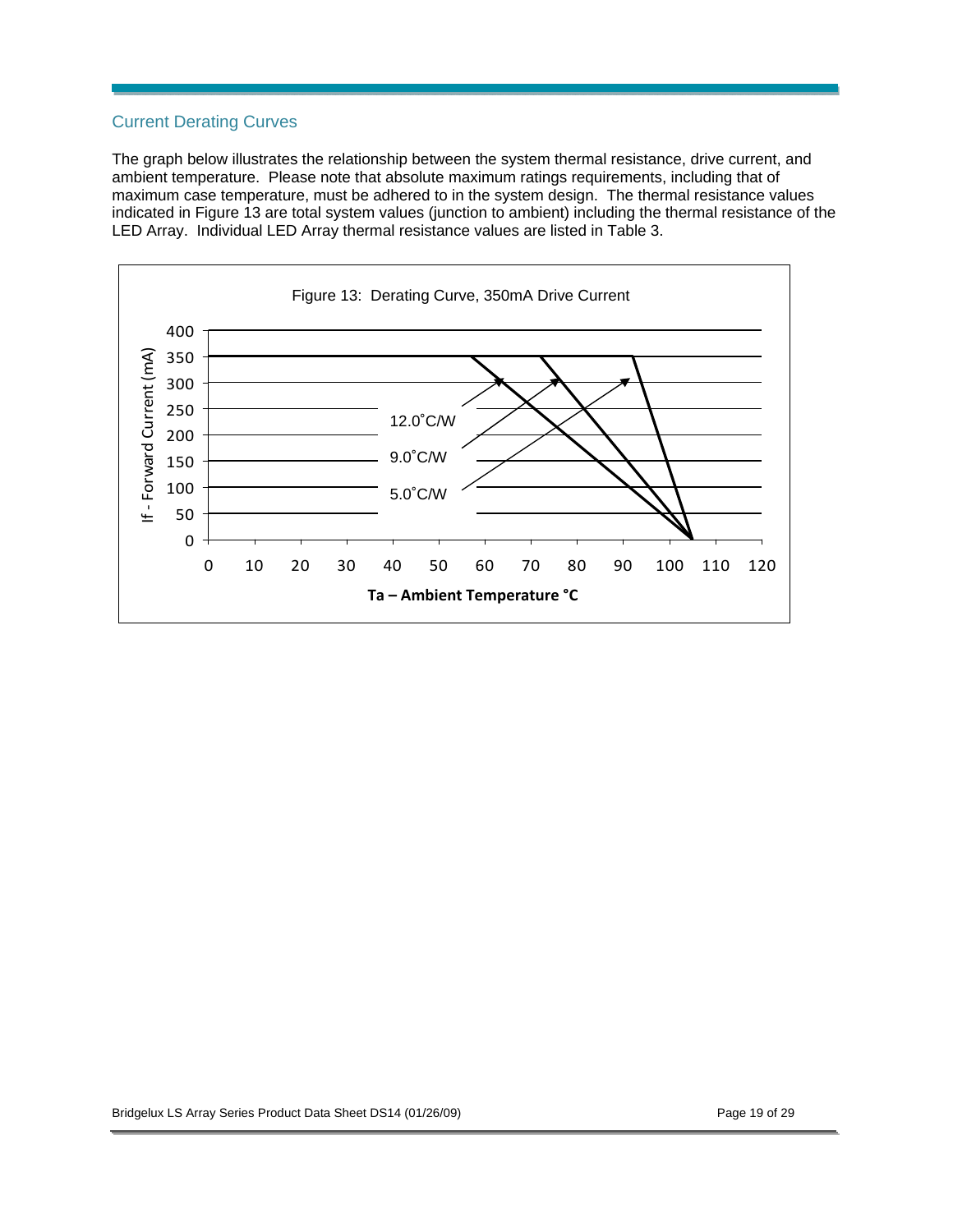## Current Derating Curves

The graph below illustrates the relationship between the system thermal resistance, drive current, and ambient temperature. Please note that absolute maximum ratings requirements, including that of maximum case temperature, must be adhered to in the system design. The thermal resistance values indicated in Figure 13 are total system values (junction to ambient) including the thermal resistance of the LED Array. Individual LED Array thermal resistance values are listed in Table 3.

Figure 13: Derating Curve, 350mA Drive Current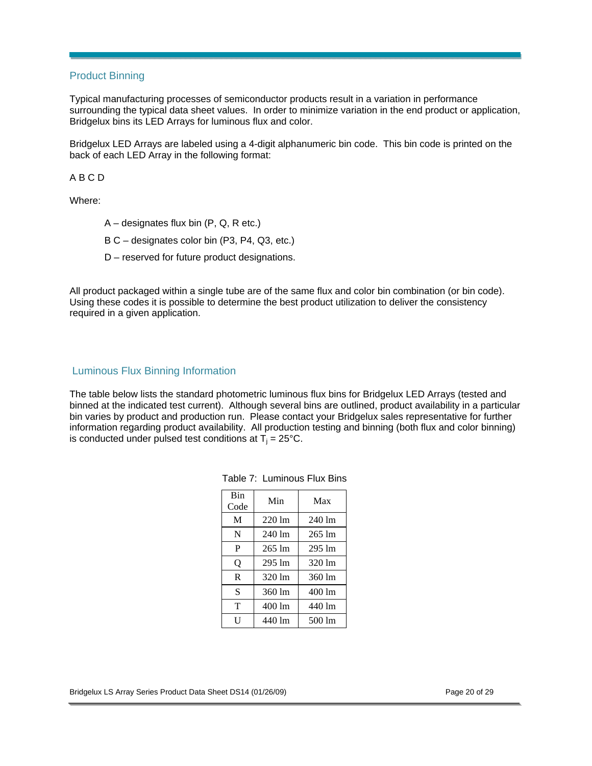## Product Binning

Typical manufacturing processes of semiconductor products result in a variation in performance surrounding the typical data sheet values. In order to minimize variation in the end product or application, Bridgelux bins its LED Arrays for luminous flux and color.

Bridgelux LED Arrays are labeled using a 4-digit alphanumeric bin code. This bin code is printed on the back of each LED Array in the following format:

A B C D

Where:

- A – designates flux bin (P, Q, R etc.)
- B C – designates color bin (P3, P4, Q3, etc.)
- D – reserved for future product designations.

All product packaged within a single tube are of the same flux and color bin combination (or bin code). Using these codes it is possible to determine the best product utilization to deliver the consistency required in a given application.

## Luminous Flux Binning Information

The table below lists the standard photometric luminous flux bins for Bridgelux LED Arrays (tested and binned at the indicated test current). Although several bins are outlined, product availability in a particular bin varies by product and production run. Please contact your Bridgelux sales representative for further information regarding product availability. All production testing and binning (both flux and color binning) is conducted under pulsed test conditions at $T_j$ = 25°C.

Table 7: Luminous Flux Bins

| Bin Code | Min | Max |
|---|---|---|
| M | 220 lm | 240 lm |
| N | 240 lm | 265 lm |
| P | 265 lm | 295 lm |
| Q | 295 lm | 320 lm |
| R | 320 lm | 360 lm |
| S | 360 lm | 400 lm |
| T | 400 lm | 440 lm |
| U | 440 lm | 500 lm |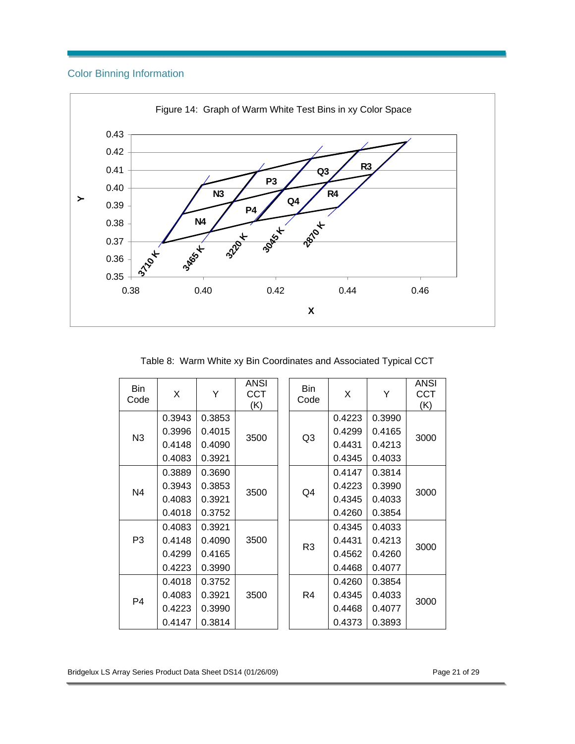## Color Binning Information

Figure 14: Graph of Warm White Test Bins in xy Color Space

Table 8: Warm White xy Bin Coordinates and Associated Typical CCT

| Bin Code | X | Y | ANSI CCT (K) |
|---|---|---|---|
| N3 | 0.3943 | 0.3853 | 3500 |
| | 0.3996 | 0.4015 | |
| | 0.4148 | 0.4090 | |
| | 0.4083 | 0.3921 | |
| N4 | 0.3889 | 0.3690 | 3500 |
| | 0.3943 | 0.3853 | |
| | 0.4083 | 0.3921 | |
| | 0.4018 | 0.3752 | |
| P3 | 0.4083 | 0.3921 | 3500 |
| | 0.4148 | 0.4090 | |
| | 0.4299 | 0.4165 | |
| | 0.4223 | 0.3990 | |
| P4 | 0.4018 | 0.3752 | 3500 |
| | 0.4083 | 0.3921 | |
| | 0.4223 | 0.3990 | |
| | 0.4147 | 0.3814 | |

| Bin Code | X | Y | ANSI CCT (K) |
|---|---|---|---|
| Q3 | 0.4223 | 0.3990 | 3000 |
| | 0.4299 | 0.4165 | |
| | 0.4431 | 0.4213 | |
| | 0.4345 | 0.4033 | |
| Q4 | 0.4147 | 0.3814 | 3000 |
| | 0.4223 | 0.3990 | |
| | 0.4345 | 0.4033 | |
| | 0.4260 | 0.3854 | |
| R3 | 0.4345 | 0.4033 | 3000 |
| | 0.4431 | 0.4213 | |
| | 0.4562 | 0.4260 | |
| | 0.4468 | 0.4077 | |
| R4 | 0.4260 | 0.3854 | 3000 |
| | 0.4345 | 0.4033 | |
| | 0.4468 | 0.4077 | |
| | 0.4373 | 0.3893 | |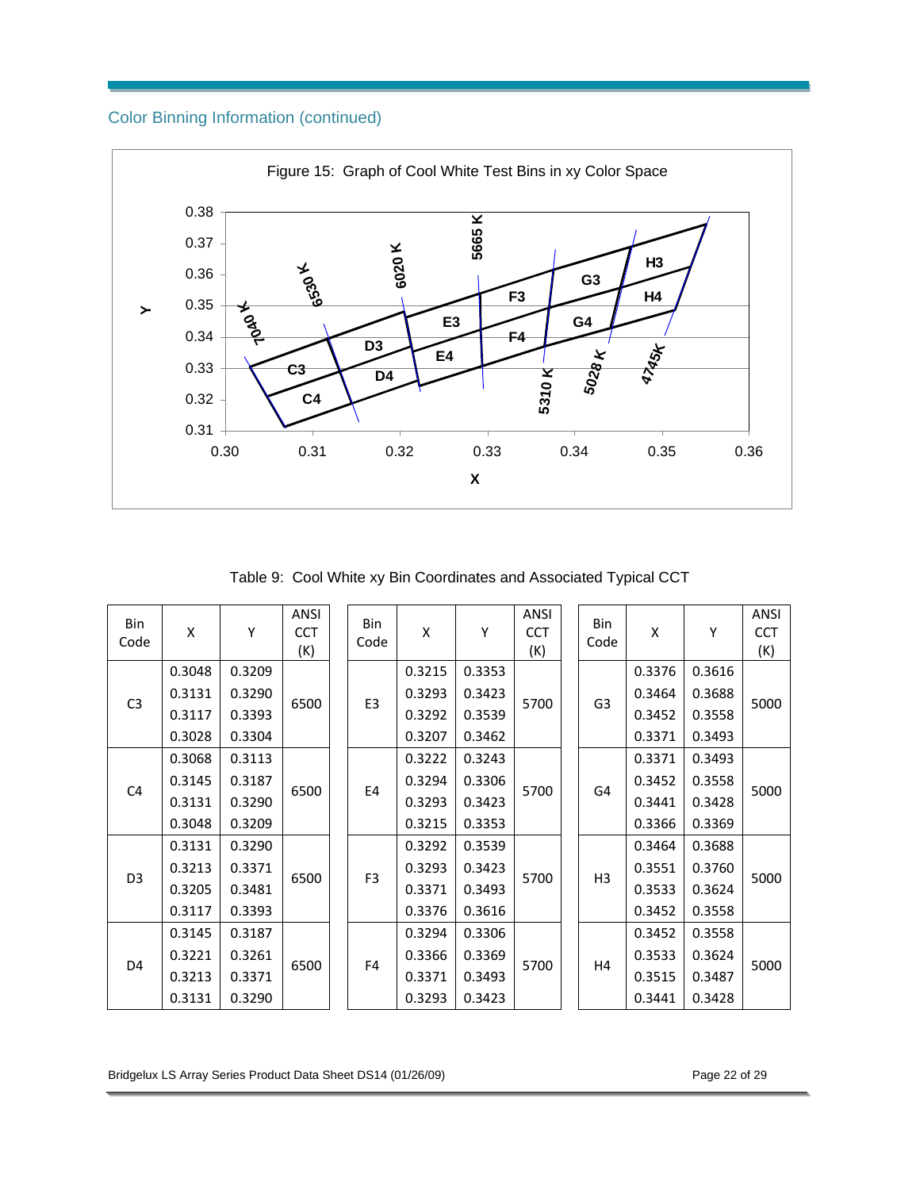## Color Binning Information (continued)

Figure 15: Graph of Cool White Test Bins in xy Color Space

Table 9: Cool White xy Bin Coordinates and Associated Typical CCT

| Bin Code | X | Y | ANSI CCT (K) |
|---|---|---|---|
| C3 | 0.3048 | 0.3209 | 6500 |
| | 0.3131 | 0.3290 | |
| | 0.3117 | 0.3393 | |
| | 0.3028 | 0.3304 | |
| C4 | 0.3068 | 0.3113 | 6500 |
| | 0.3145 | 0.3187 | |
| | 0.3131 | 0.3290 | |
| | 0.3048 | 0.3209 | |
| D3 | 0.3131 | 0.3290 | 6500 |
| | 0.3213 | 0.3371 | |
| | 0.3205 | 0.3481 | |
| | 0.3117 | 0.3393 | |
| D4 | 0.3145 | 0.3187 | 6500 |
| | 0.3221 | 0.3261 | |
| | 0.3213 | 0.3371 | |
| | 0.3131 | 0.3290 | |

| Bin Code | X | Y | ANSI CCT (K) |
|---|---|---|---|
| E3 | 0.3215 | 0.3353 | 5700 |
| | 0.3293 | 0.3423 | |
| | 0.3292 | 0.3539 | |
| | 0.3207 | 0.3462 | |
| E4 | 0.3222 | 0.3243 | 5700 |
| | 0.3294 | 0.3306 | |
| | 0.3293 | 0.3423 | |
| | 0.3215 | 0.3353 | |
| F3 | 0.3292 | 0.3539 | 5700 |
| | 0.3293 | 0.3423 | |
| | 0.3371 | 0.3493 | |
| | 0.3376 | 0.3616 | |
| F4 | 0.3294 | 0.3306 | 5700 |
| | 0.3366 | 0.3369 | |
| | 0.3371 | 0.3493 | |
| | 0.3293 | 0.3423 | |

| Bin Code | X | Y | ANSI CCT (K) |
|---|---|---|---|
| G3 | 0.3376 | 0.3616 | 5000 |
| | 0.3464 | 0.3688 | |
| | 0.3452 | 0.3558 | |
| | 0.3371 | 0.3493 | |
| G4 | 0.3371 | 0.3493 | 5000 |
| | 0.3452 | 0.3558 | |
| | 0.3441 | 0.3428 | |
| | 0.3366 | 0.3369 | |
| H3 | 0.3464 | 0.3688 | 5000 |
| | 0.3551 | 0.3760 | |
| | 0.3533 | 0.3624 | |
| | 0.3452 | 0.3558 | |
| H4 | 0.3452 | 0.3558 | 5000 |
| | 0.3533 | 0.3624 | |
| | 0.3515 | 0.3487 | |
| | 0.3441 | 0.3428 | |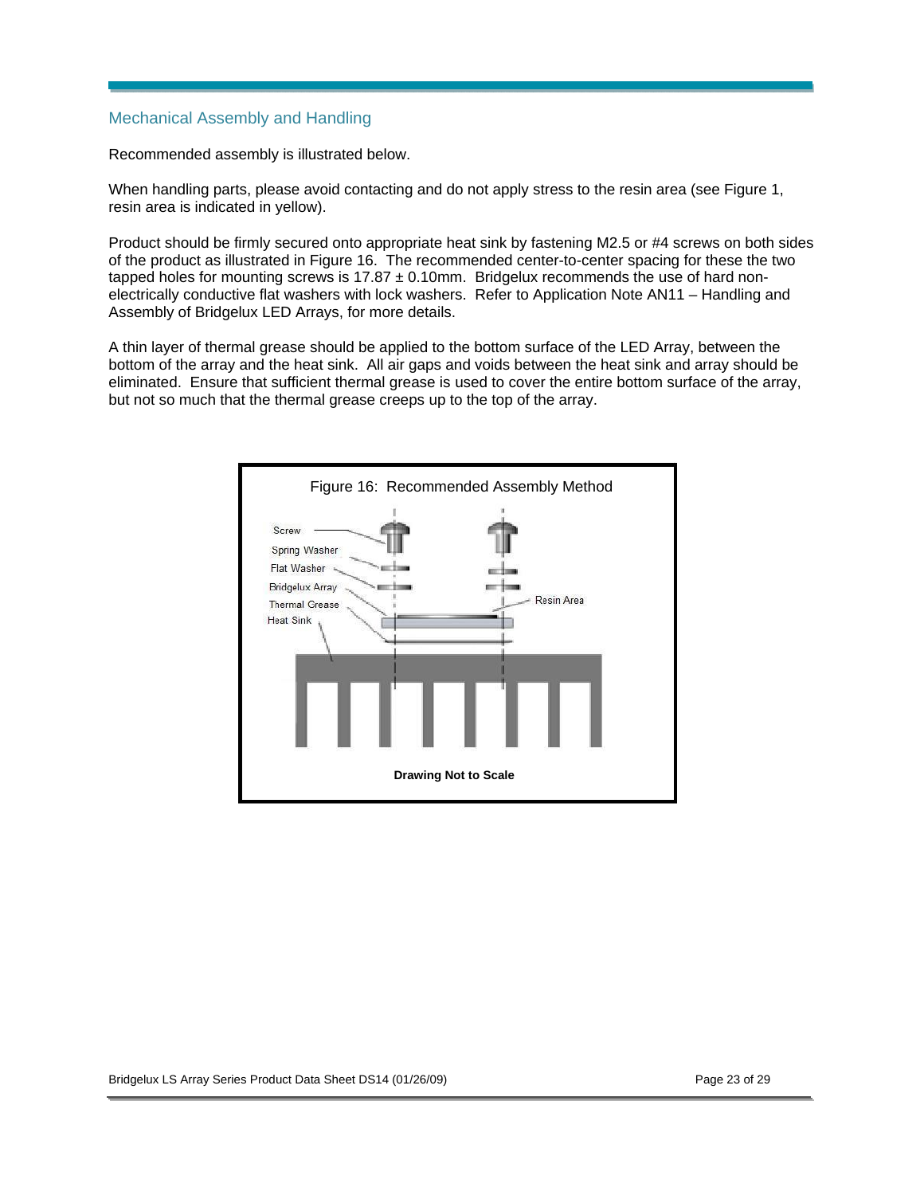## Mechanical Assembly and Handling

Recommended assembly is illustrated below.

When handling parts, please avoid contacting and do not apply stress to the resin area (see Figure 1, resin area is indicated in yellow).

Product should be firmly secured onto appropriate heat sink by fastening M2.5 or #4 screws on both sides of the product as illustrated in Figure 16. The recommended center-to-center spacing for these the two tapped holes for mounting screws is 17.87 ± 0.10mm. Bridgelux recommends the use of hard non-electrically conductive flat washers with lock washers. Refer to Application Note AN11 – Handling and Assembly of Bridgelux LED Arrays, for more details.

A thin layer of thermal grease should be applied to the bottom surface of the LED Array, between the bottom of the array and the heat sink. All air gaps and voids between the heat sink and array should be eliminated. Ensure that sufficient thermal grease is used to cover the entire bottom surface of the array, but not so much that the thermal grease creeps up to the top of the array.

Figure 16: Recommended Assembly Method

**Drawing Not to Scale**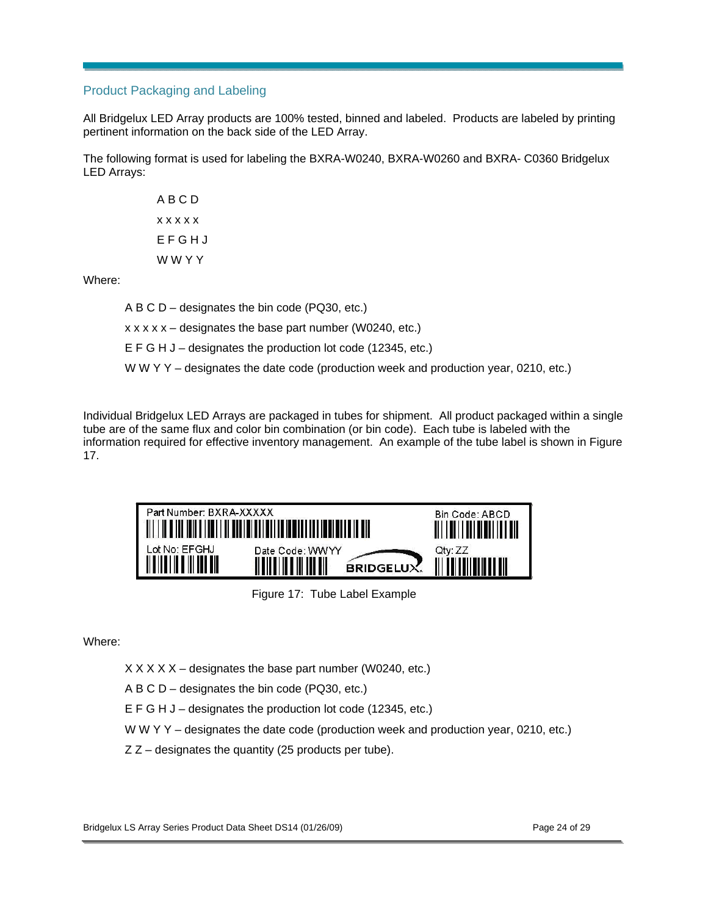## Product Packaging and Labeling

All Bridgelux LED Array products are 100% tested, binned and labeled. Products are labeled by printing pertinent information on the back side of the LED Array.

The following format is used for labeling the BXRA-W0240, BXRA-W0260 and BXRA- C0360 Bridgelux LED Arrays:

A B C D

x x x x x

E F G H J

W W Y Y

Where:

A B C D – designates the bin code (PQ30, etc.)

x x x x x – designates the base part number (W0240, etc.)

E F G H J – designates the production lot code (12345, etc.)

W W Y Y – designates the date code (production week and production year, 0210, etc.)

Individual Bridgelux LED Arrays are packaged in tubes for shipment. All product packaged within a single tube are of the same flux and color bin combination (or bin code). Each tube is labeled with the information required for effective inventory management. An example of the tube label is shown in Figure 17.

Part Number: BXRA-XXXXX | Bin Code: ABCD | Lot No: EFGHJ | Date Code: WWYY | BRIDGELUX | Qty: ZZ

Figure 17: Tube Label Example

Where:

X X X X X – designates the base part number (W0240, etc.)

A B C D – designates the bin code (PQ30, etc.)

E F G H J – designates the production lot code (12345, etc.)

W W Y Y – designates the date code (production week and production year, 0210, etc.)

Z Z – designates the quantity (25 products per tube).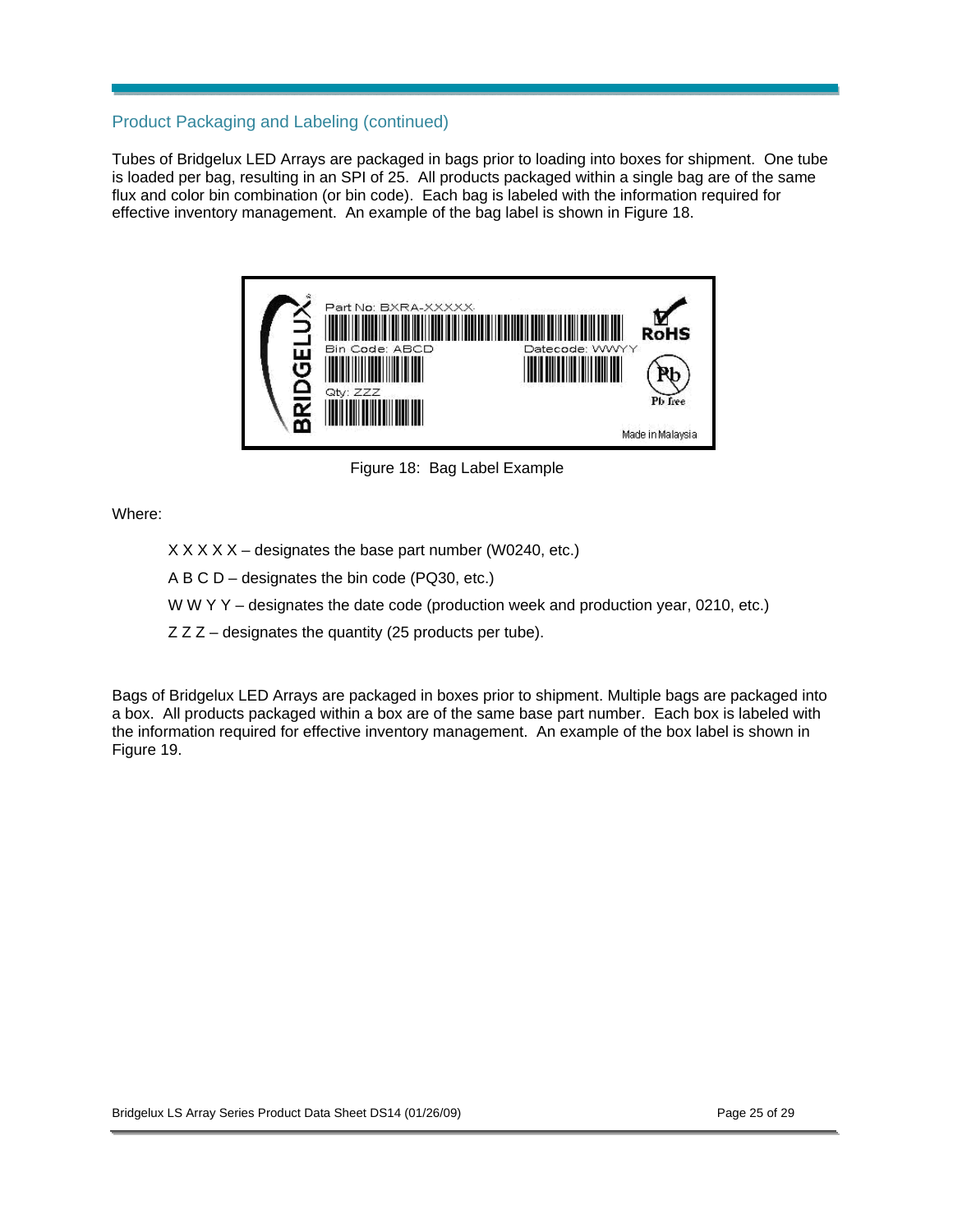## Product Packaging and Labeling (continued)

Tubes of Bridgelux LED Arrays are packaged in bags prior to loading into boxes for shipment. One tube is loaded per bag, resulting in an SPI of 25. All products packaged within a single bag are of the same flux and color bin combination (or bin code). Each bag is labeled with the information required for effective inventory management. An example of the bag label is shown in Figure 18.

Figure 18: Bag Label Example

Where:

X X X X X – designates the base part number (W0240, etc.)

A B C D – designates the bin code (PQ30, etc.)

W W Y Y – designates the date code (production week and production year, 0210, etc.)

Z Z Z – designates the quantity (25 products per tube).

Bags of Bridgelux LED Arrays are packaged in boxes prior to shipment. Multiple bags are packaged into a box. All products packaged within a box are of the same base part number. Each box is labeled with the information required for effective inventory management. An example of the box label is shown in Figure 19.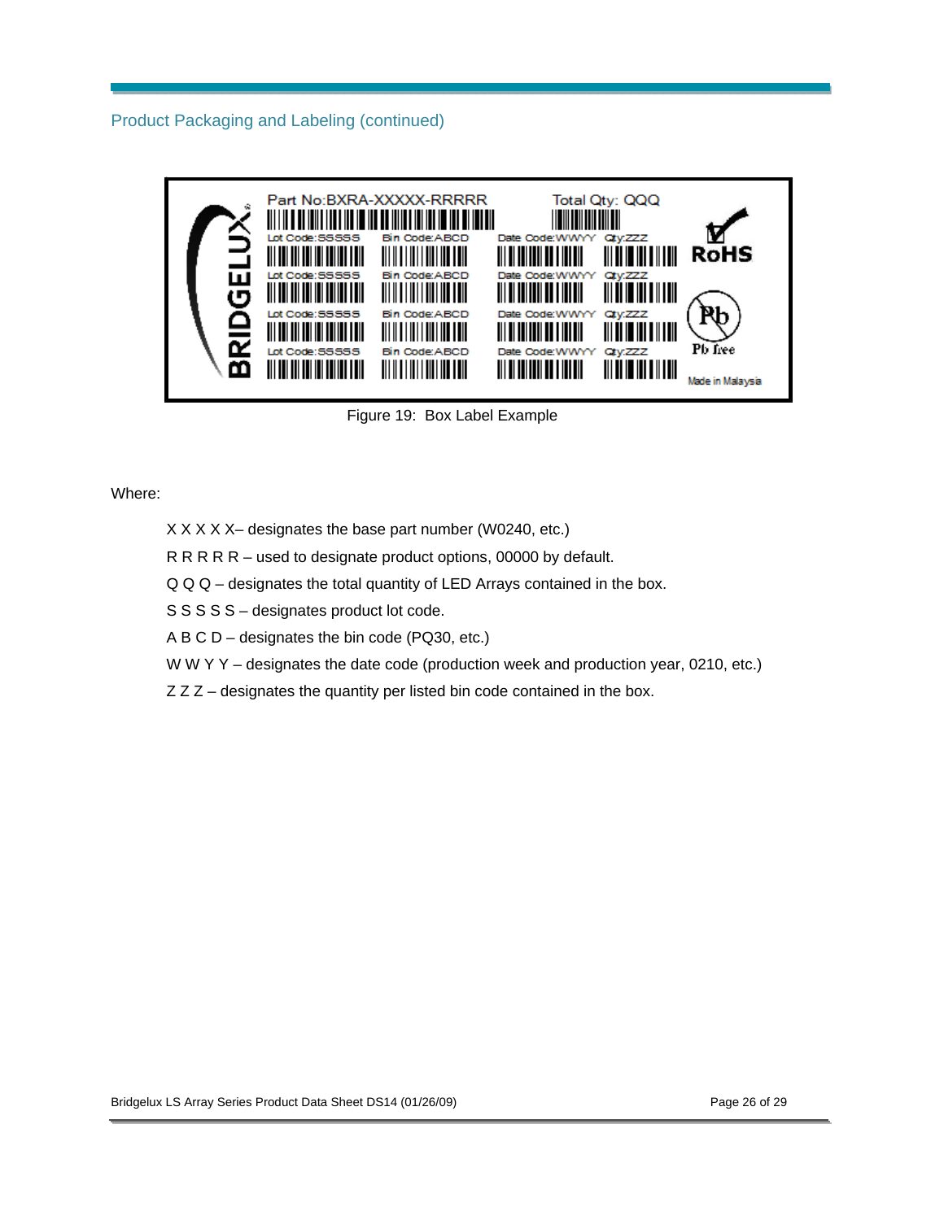## Product Packaging and Labeling (continued)

Figure 19: Box Label Example

Where:

X X X X X– designates the base part number (W0240, etc.)

R R R R R – used to designate product options, 00000 by default.

Q Q Q – designates the total quantity of LED Arrays contained in the box.

S S S S S – designates product lot code.

A B C D – designates the bin code (PQ30, etc.)

W W Y Y – designates the date code (production week and production year, 0210, etc.)

Z Z Z – designates the quantity per listed bin code contained in the box.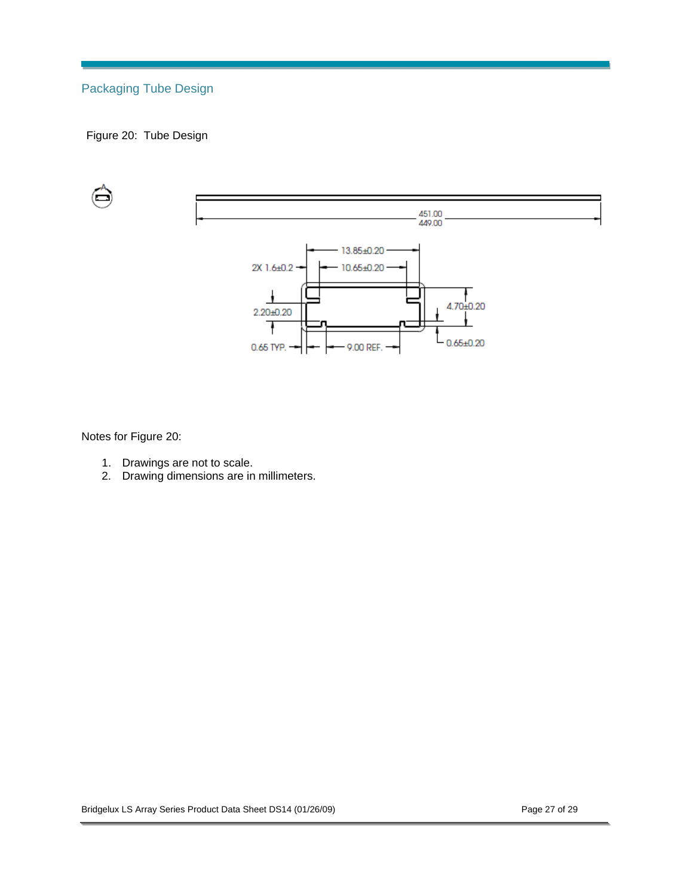## Packaging Tube Design

Figure 20: Tube Design

Notes for Figure 20:

1. Drawings are not to scale.
2. Drawing dimensions are in millimeters.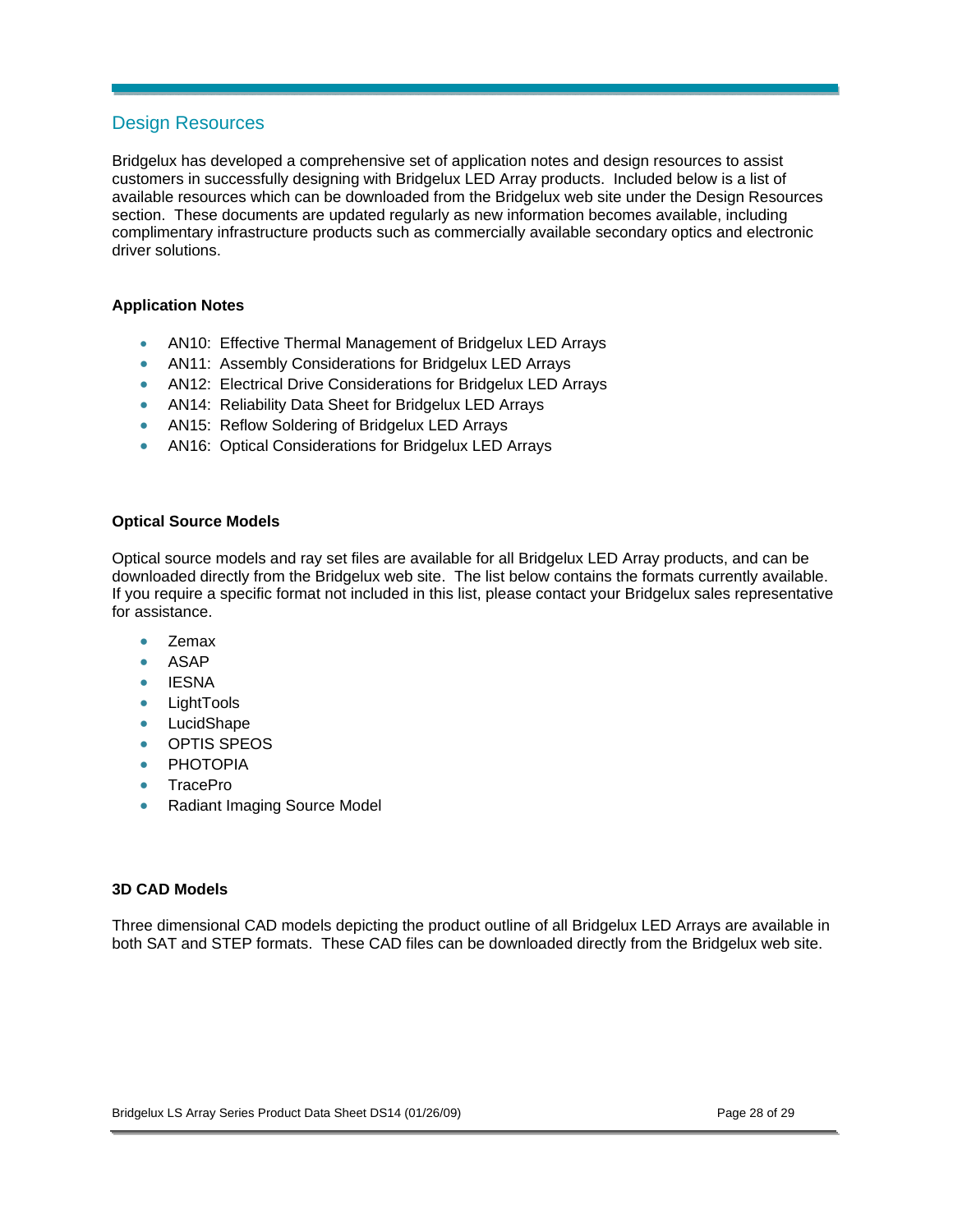## Design Resources

Bridgelux has developed a comprehensive set of application notes and design resources to assist customers in successfully designing with Bridgelux LED Array products. Included below is a list of available resources which can be downloaded from the Bridgelux web site under the Design Resources section. These documents are updated regularly as new information becomes available, including complimentary infrastructure products such as commercially available secondary optics and electronic driver solutions.

### Application Notes

- AN10: Effective Thermal Management of Bridgelux LED Arrays
- AN11: Assembly Considerations for Bridgelux LED Arrays
- AN12: Electrical Drive Considerations for Bridgelux LED Arrays
- AN14: Reliability Data Sheet for Bridgelux LED Arrays
- AN15: Reflow Soldering of Bridgelux LED Arrays
- AN16: Optical Considerations for Bridgelux LED Arrays

### Optical Source Models

Optical source models and ray set files are available for all Bridgelux LED Array products, and can be downloaded directly from the Bridgelux web site. The list below contains the formats currently available. If you require a specific format not included in this list, please contact your Bridgelux sales representative for assistance.

- Zemax
- ASAP
- IESNA
- LightTools
- LucidShape
- OPTIS SPEOS
- PHOTOPIA
- TracePro
- Radiant Imaging Source Model

### 3D CAD Models

Three dimensional CAD models depicting the product outline of all Bridgelux LED Arrays are available in both SAT and STEP formats. These CAD files can be downloaded directly from the Bridgelux web site.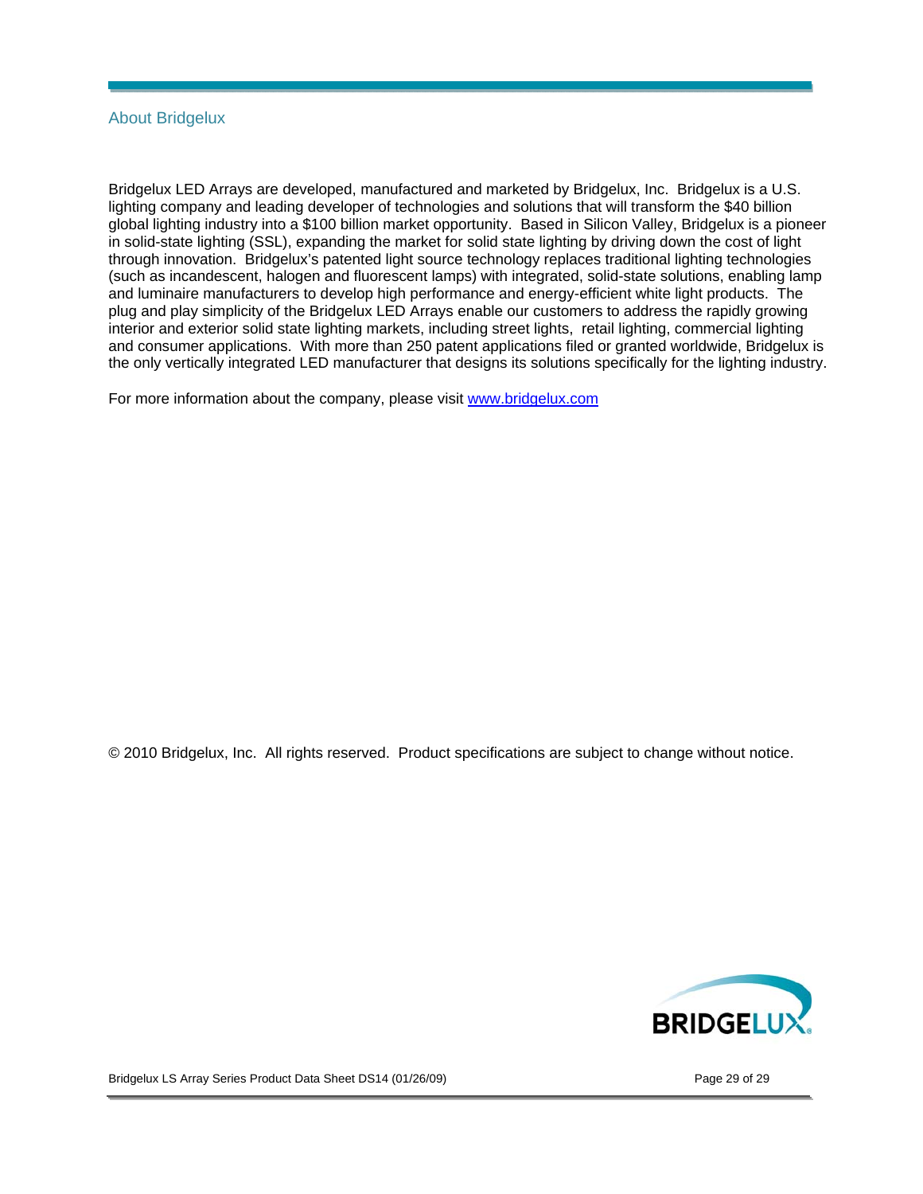## About Bridgelux

Bridgelux LED Arrays are developed, manufactured and marketed by Bridgelux, Inc. Bridgelux is a U.S. lighting company and leading developer of technologies and solutions that will transform the $40 billion global lighting industry into a $100 billion market opportunity. Based in Silicon Valley, Bridgelux is a pioneer in solid-state lighting (SSL), expanding the market for solid state lighting by driving down the cost of light through innovation. Bridgelux's patented light source technology replaces traditional lighting technologies (such as incandescent, halogen and fluorescent lamps) with integrated, solid-state solutions, enabling lamp and luminaire manufacturers to develop high performance and energy-efficient white light products. The plug and play simplicity of the Bridgelux LED Arrays enable our customers to address the rapidly growing interior and exterior solid state lighting markets, including street lights, retail lighting, commercial lighting and consumer applications. With more than 250 patent applications filed or granted worldwide, Bridgelux is the only vertically integrated LED manufacturer that designs its solutions specifically for the lighting industry.

For more information about the company, please visit [www.bridgelux.com](http://www.bridgelux.com)

© 2010 Bridgelux, Inc. All rights reserved. Product specifications are subject to change without notice.